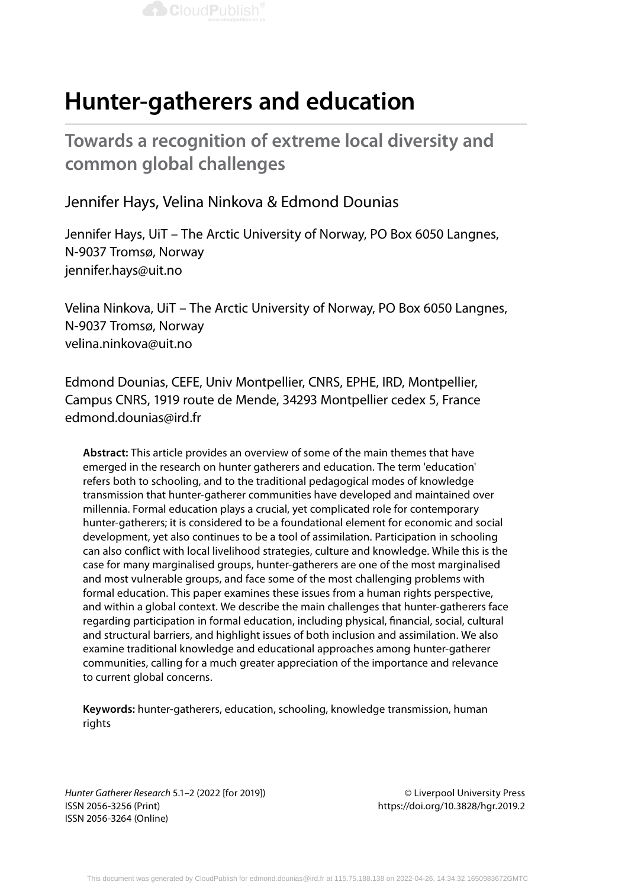# Hunter-gatherers and education

## Towards a recognition of extreme local diversity and common global challenges

Jennifer Hays, Velina Ninkova & Edmond Dounias

Jennifer Hays, UiT – The Arctic University of Norway, PO Box 6050 Langnes, N-9037 Tromsø, Norway
jennifer.hays@uit.no

Velina Ninkova, UiT – The Arctic University of Norway, PO Box 6050 Langnes, N-9037 Tromsø, Norway
velina.ninkova@uit.no

Edmond Dounias, CEFE, Univ Montpellier, CNRS, EPHE, IRD, Montpellier, Campus CNRS, 1919 route de Mende, 34293 Montpellier cedex 5, France
edmond.dounias@ird.fr

**Abstract:** This article provides an overview of some of the main themes that have emerged in the research on hunter gatherers and education. The term 'education' refers both to schooling, and to the traditional pedagogical modes of knowledge transmission that hunter-gatherer communities have developed and maintained over millennia. Formal education plays a crucial, yet complicated role for contemporary hunter-gatherers; it is considered to be a foundational element for economic and social development, yet also continues to be a tool of assimilation. Participation in schooling can also conflict with local livelihood strategies, culture and knowledge. While this is the case for many marginalised groups, hunter-gatherers are one of the most marginalised and most vulnerable groups, and face some of the most challenging problems with formal education. This paper examines these issues from a human rights perspective, and within a global context. We describe the main challenges that hunter-gatherers face regarding participation in formal education, including physical, financial, social, cultural and structural barriers, and highlight issues of both inclusion and assimilation. We also examine traditional knowledge and educational approaches among hunter-gatherer communities, calling for a much greater appreciation of the importance and relevance to current global concerns.

**Keywords:** hunter-gatherers, education, schooling, knowledge transmission, human rights

*Hunter Gatherer Research* 5.1–2 (2022 [for 2019])
ISSN 2056-3256 (Print)
ISSN 2056-3264 (Online)

© Liverpool University Press
https://doi.org/10.3828/hgr.2019.2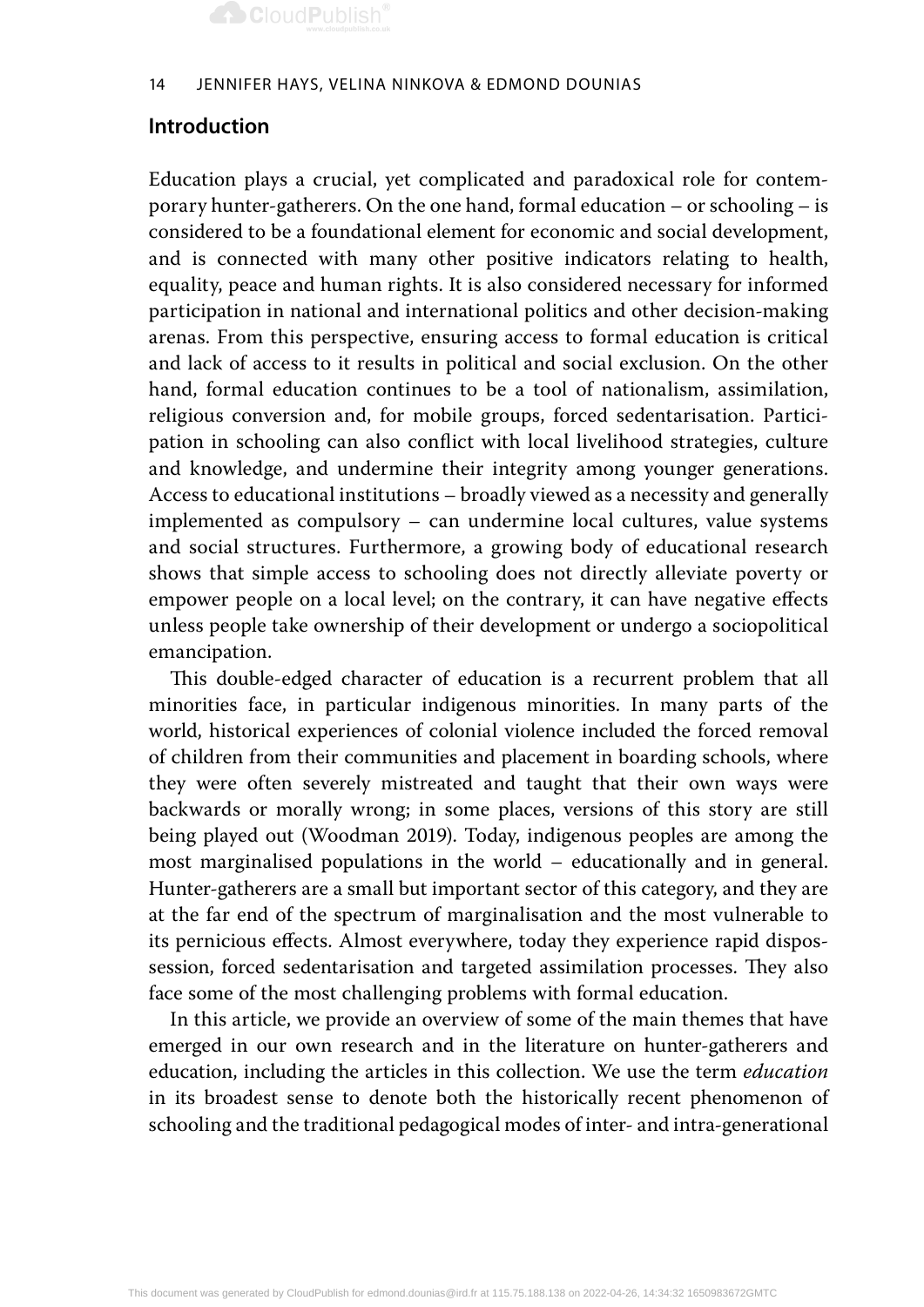## Introduction

Education plays a crucial, yet complicated and paradoxical role for contemporary hunter-gatherers. On the one hand, formal education – or schooling – is considered to be a foundational element for economic and social development, and is connected with many other positive indicators relating to health, equality, peace and human rights. It is also considered necessary for informed participation in national and international politics and other decision-making arenas. From this perspective, ensuring access to formal education is critical and lack of access to it results in political and social exclusion. On the other hand, formal education continues to be a tool of nationalism, assimilation, religious conversion and, for mobile groups, forced sedentarisation. Participation in schooling can also conflict with local livelihood strategies, culture and knowledge, and undermine their integrity among younger generations. Access to educational institutions – broadly viewed as a necessity and generally implemented as compulsory – can undermine local cultures, value systems and social structures. Furthermore, a growing body of educational research shows that simple access to schooling does not directly alleviate poverty or empower people on a local level; on the contrary, it can have negative effects unless people take ownership of their development or undergo a sociopolitical emancipation.

This double-edged character of education is a recurrent problem that all minorities face, in particular indigenous minorities. In many parts of the world, historical experiences of colonial violence included the forced removal of children from their communities and placement in boarding schools, where they were often severely mistreated and taught that their own ways were backwards or morally wrong; in some places, versions of this story are still being played out (Woodman 2019). Today, indigenous peoples are among the most marginalised populations in the world – educationally and in general. Hunter-gatherers are a small but important sector of this category, and they are at the far end of the spectrum of marginalisation and the most vulnerable to its pernicious effects. Almost everywhere, today they experience rapid dispossession, forced sedentarisation and targeted assimilation processes. They also face some of the most challenging problems with formal education.

In this article, we provide an overview of some of the main themes that have emerged in our own research and in the literature on hunter-gatherers and education, including the articles in this collection. We use the term *education* in its broadest sense to denote both the historically recent phenomenon of schooling and the traditional pedagogical modes of inter- and intra-generational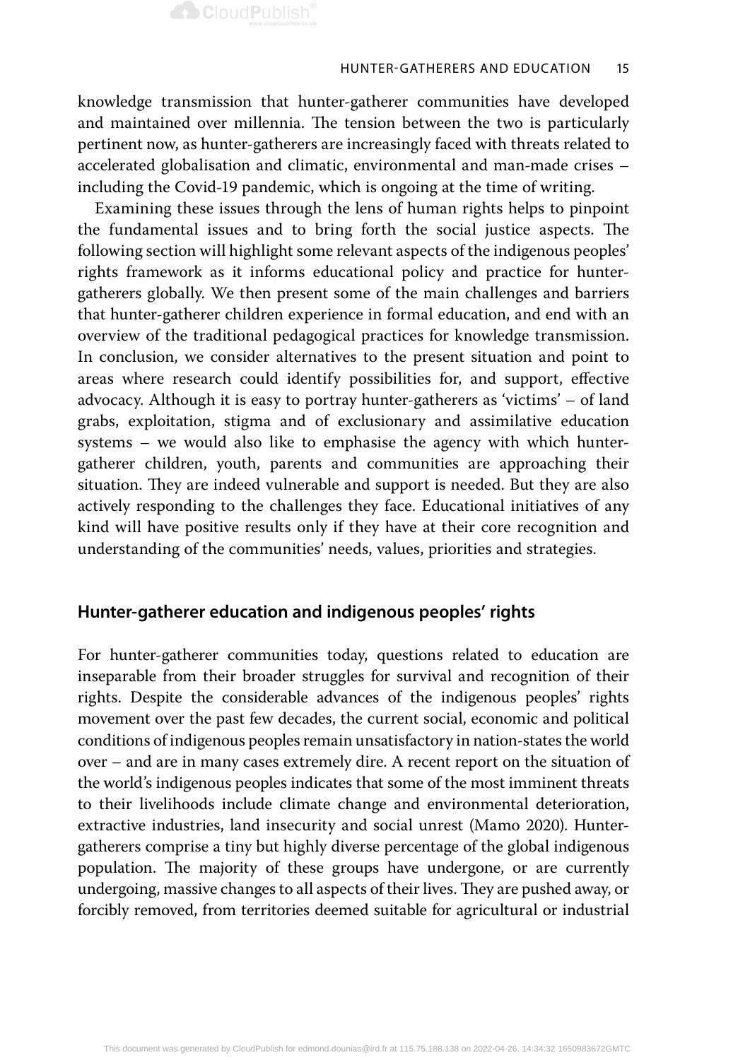knowledge transmission that hunter-gatherer communities have developed and maintained over millennia. The tension between the two is particularly pertinent now, as hunter-gatherers are increasingly faced with threats related to accelerated globalisation and climatic, environmental and man-made crises – including the Covid-19 pandemic, which is ongoing at the time of writing.

Examining these issues through the lens of human rights helps to pinpoint the fundamental issues and to bring forth the social justice aspects. The following section will highlight some relevant aspects of the indigenous peoples' rights framework as it informs educational policy and practice for hunter-gatherers globally. We then present some of the main challenges and barriers that hunter-gatherer children experience in formal education, and end with an overview of the traditional pedagogical practices for knowledge transmission. In conclusion, we consider alternatives to the present situation and point to areas where research could identify possibilities for, and support, effective advocacy. Although it is easy to portray hunter-gatherers as 'victims' – of land grabs, exploitation, stigma and of exclusionary and assimilative education systems – we would also like to emphasise the agency with which hunter-gatherer children, youth, parents and communities are approaching their situation. They are indeed vulnerable and support is needed. But they are also actively responding to the challenges they face. Educational initiatives of any kind will have positive results only if they have at their core recognition and understanding of the communities' needs, values, priorities and strategies.

## Hunter-gatherer education and indigenous peoples' rights

For hunter-gatherer communities today, questions related to education are inseparable from their broader struggles for survival and recognition of their rights. Despite the considerable advances of the indigenous peoples' rights movement over the past few decades, the current social, economic and political conditions of indigenous peoples remain unsatisfactory in nation-states the world over – and are in many cases extremely dire. A recent report on the situation of the world's indigenous peoples indicates that some of the most imminent threats to their livelihoods include climate change and environmental deterioration, extractive industries, land insecurity and social unrest (Mamo 2020). Hunter-gatherers comprise a tiny but highly diverse percentage of the global indigenous population. The majority of these groups have undergone, or are currently undergoing, massive changes to all aspects of their lives. They are pushed away, or forcibly removed, from territories deemed suitable for agricultural or industrial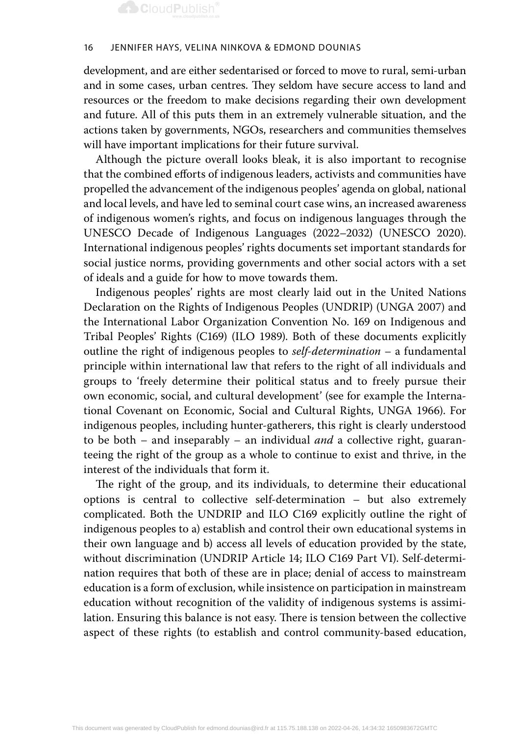development, and are either sedentarised or forced to move to rural, semi-urban and in some cases, urban centres. They seldom have secure access to land and resources or the freedom to make decisions regarding their own development and future. All of this puts them in an extremely vulnerable situation, and the actions taken by governments, NGOs, researchers and communities themselves will have important implications for their future survival.

Although the picture overall looks bleak, it is also important to recognise that the combined efforts of indigenous leaders, activists and communities have propelled the advancement of the indigenous peoples' agenda on global, national and local levels, and have led to seminal court case wins, an increased awareness of indigenous women's rights, and focus on indigenous languages through the UNESCO Decade of Indigenous Languages (2022–2032) (UNESCO 2020). International indigenous peoples' rights documents set important standards for social justice norms, providing governments and other social actors with a set of ideals and a guide for how to move towards them.

Indigenous peoples' rights are most clearly laid out in the United Nations Declaration on the Rights of Indigenous Peoples (UNDRIP) (UNGA 2007) and the International Labor Organization Convention No. 169 on Indigenous and Tribal Peoples' Rights (C169) (ILO 1989). Both of these documents explicitly outline the right of indigenous peoples to *self-determination* – a fundamental principle within international law that refers to the right of all individuals and groups to 'freely determine their political status and to freely pursue their own economic, social, and cultural development' (see for example the International Covenant on Economic, Social and Cultural Rights, UNGA 1966). For indigenous peoples, including hunter-gatherers, this right is clearly understood to be both – and inseparably – an individual *and* a collective right, guaranteeing the right of the group as a whole to continue to exist and thrive, in the interest of the individuals that form it.

The right of the group, and its individuals, to determine their educational options is central to collective self-determination – but also extremely complicated. Both the UNDRIP and ILO C169 explicitly outline the right of indigenous peoples to a) establish and control their own educational systems in their own language and b) access all levels of education provided by the state, without discrimination (UNDRIP Article 14; ILO C169 Part VI). Self-determination requires that both of these are in place; denial of access to mainstream education is a form of exclusion, while insistence on participation in mainstream education without recognition of the validity of indigenous systems is assimilation. Ensuring this balance is not easy. There is tension between the collective aspect of these rights (to establish and control community-based education,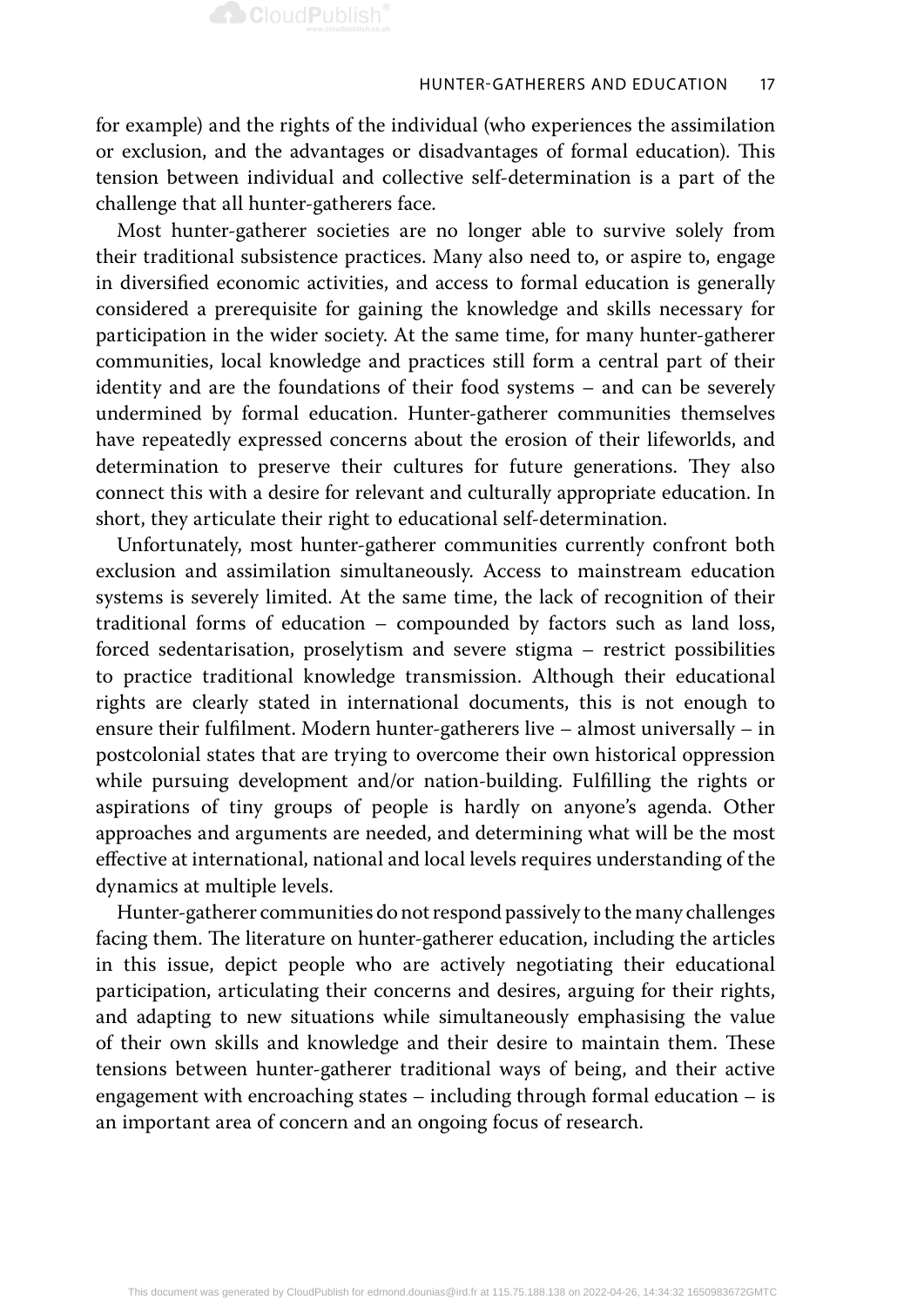for example) and the rights of the individual (who experiences the assimilation or exclusion, and the advantages or disadvantages of formal education). This tension between individual and collective self-determination is a part of the challenge that all hunter-gatherers face.

Most hunter-gatherer societies are no longer able to survive solely from their traditional subsistence practices. Many also need to, or aspire to, engage in diversified economic activities, and access to formal education is generally considered a prerequisite for gaining the knowledge and skills necessary for participation in the wider society. At the same time, for many hunter-gatherer communities, local knowledge and practices still form a central part of their identity and are the foundations of their food systems – and can be severely undermined by formal education. Hunter-gatherer communities themselves have repeatedly expressed concerns about the erosion of their lifeworlds, and determination to preserve their cultures for future generations. They also connect this with a desire for relevant and culturally appropriate education. In short, they articulate their right to educational self-determination.

Unfortunately, most hunter-gatherer communities currently confront both exclusion and assimilation simultaneously. Access to mainstream education systems is severely limited. At the same time, the lack of recognition of their traditional forms of education – compounded by factors such as land loss, forced sedentarisation, proselytism and severe stigma – restrict possibilities to practice traditional knowledge transmission. Although their educational rights are clearly stated in international documents, this is not enough to ensure their fulfilment. Modern hunter-gatherers live – almost universally – in postcolonial states that are trying to overcome their own historical oppression while pursuing development and/or nation-building. Fulfilling the rights or aspirations of tiny groups of people is hardly on anyone's agenda. Other approaches and arguments are needed, and determining what will be the most effective at international, national and local levels requires understanding of the dynamics at multiple levels.

Hunter-gatherer communities do not respond passively to the many challenges facing them. The literature on hunter-gatherer education, including the articles in this issue, depict people who are actively negotiating their educational participation, articulating their concerns and desires, arguing for their rights, and adapting to new situations while simultaneously emphasising the value of their own skills and knowledge and their desire to maintain them. These tensions between hunter-gatherer traditional ways of being, and their active engagement with encroaching states – including through formal education – is an important area of concern and an ongoing focus of research.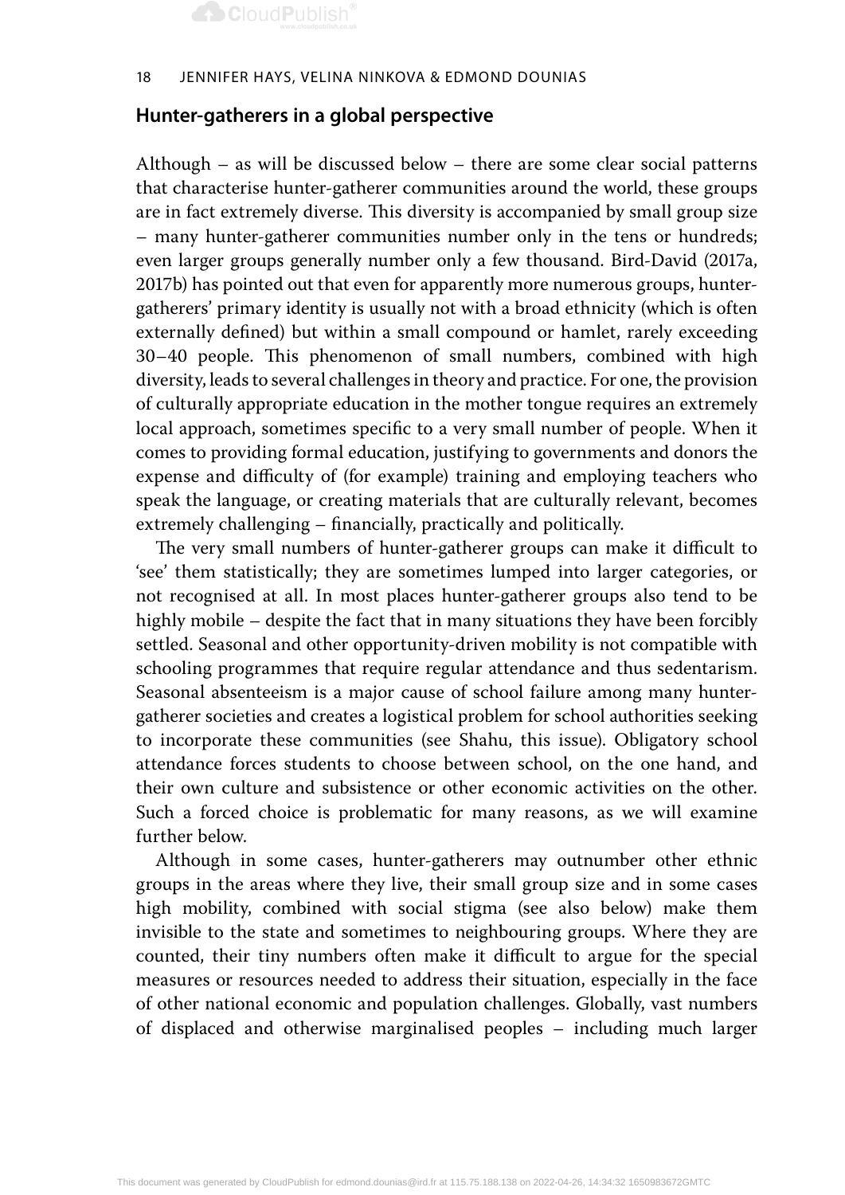## Hunter-gatherers in a global perspective

Although – as will be discussed below – there are some clear social patterns that characterise hunter-gatherer communities around the world, these groups are in fact extremely diverse. This diversity is accompanied by small group size – many hunter-gatherer communities number only in the tens or hundreds; even larger groups generally number only a few thousand. Bird-David (2017a, 2017b) has pointed out that even for apparently more numerous groups, hunter-gatherers' primary identity is usually not with a broad ethnicity (which is often externally defined) but within a small compound or hamlet, rarely exceeding 30–40 people. This phenomenon of small numbers, combined with high diversity, leads to several challenges in theory and practice. For one, the provision of culturally appropriate education in the mother tongue requires an extremely local approach, sometimes specific to a very small number of people. When it comes to providing formal education, justifying to governments and donors the expense and difficulty of (for example) training and employing teachers who speak the language, or creating materials that are culturally relevant, becomes extremely challenging – financially, practically and politically.

The very small numbers of hunter-gatherer groups can make it difficult to 'see' them statistically; they are sometimes lumped into larger categories, or not recognised at all. In most places hunter-gatherer groups also tend to be highly mobile – despite the fact that in many situations they have been forcibly settled. Seasonal and other opportunity-driven mobility is not compatible with schooling programmes that require regular attendance and thus sedentarism. Seasonal absenteeism is a major cause of school failure among many hunter-gatherer societies and creates a logistical problem for school authorities seeking to incorporate these communities (see Shahu, this issue). Obligatory school attendance forces students to choose between school, on the one hand, and their own culture and subsistence or other economic activities on the other. Such a forced choice is problematic for many reasons, as we will examine further below.

Although in some cases, hunter-gatherers may outnumber other ethnic groups in the areas where they live, their small group size and in some cases high mobility, combined with social stigma (see also below) make them invisible to the state and sometimes to neighbouring groups. Where they are counted, their tiny numbers often make it difficult to argue for the special measures or resources needed to address their situation, especially in the face of other national economic and population challenges. Globally, vast numbers of displaced and otherwise marginalised peoples – including much larger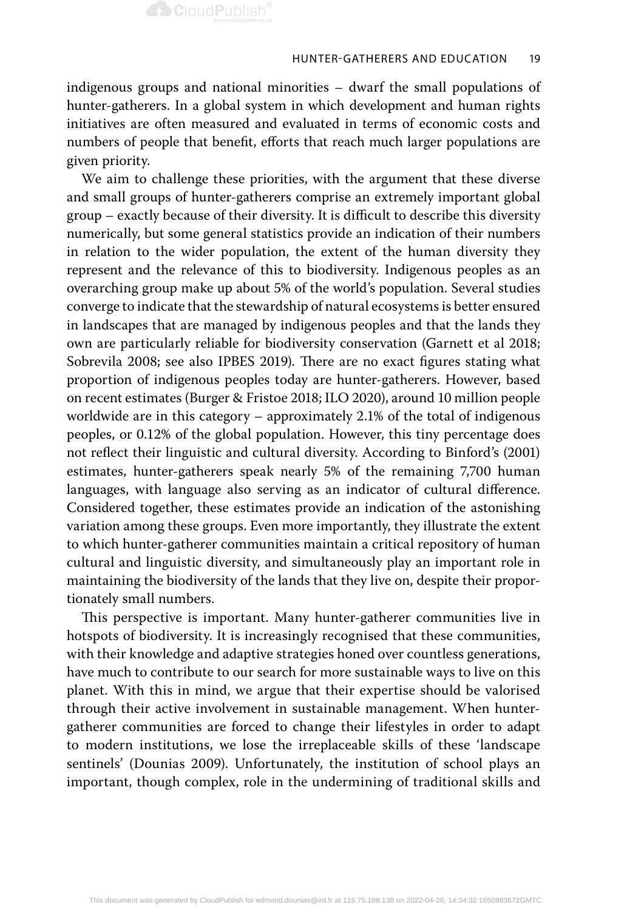indigenous groups and national minorities – dwarf the small populations of hunter-gatherers. In a global system in which development and human rights initiatives are often measured and evaluated in terms of economic costs and numbers of people that benefit, efforts that reach much larger populations are given priority.

We aim to challenge these priorities, with the argument that these diverse and small groups of hunter-gatherers comprise an extremely important global group – exactly because of their diversity. It is difficult to describe this diversity numerically, but some general statistics provide an indication of their numbers in relation to the wider population, the extent of the human diversity they represent and the relevance of this to biodiversity. Indigenous peoples as an overarching group make up about 5% of the world's population. Several studies converge to indicate that the stewardship of natural ecosystems is better ensured in landscapes that are managed by indigenous peoples and that the lands they own are particularly reliable for biodiversity conservation (Garnett et al 2018; Sobrevila 2008; see also IPBES 2019). There are no exact figures stating what proportion of indigenous peoples today are hunter-gatherers. However, based on recent estimates (Burger & Fristoe 2018; ILO 2020), around 10 million people worldwide are in this category – approximately 2.1% of the total of indigenous peoples, or 0.12% of the global population. However, this tiny percentage does not reflect their linguistic and cultural diversity. According to Binford's (2001) estimates, hunter-gatherers speak nearly 5% of the remaining 7,700 human languages, with language also serving as an indicator of cultural difference. Considered together, these estimates provide an indication of the astonishing variation among these groups. Even more importantly, they illustrate the extent to which hunter-gatherer communities maintain a critical repository of human cultural and linguistic diversity, and simultaneously play an important role in maintaining the biodiversity of the lands that they live on, despite their proportionately small numbers.

This perspective is important. Many hunter-gatherer communities live in hotspots of biodiversity. It is increasingly recognised that these communities, with their knowledge and adaptive strategies honed over countless generations, have much to contribute to our search for more sustainable ways to live on this planet. With this in mind, we argue that their expertise should be valorised through their active involvement in sustainable management. When hunter-gatherer communities are forced to change their lifestyles in order to adapt to modern institutions, we lose the irreplaceable skills of these 'landscape sentinels' (Dounias 2009). Unfortunately, the institution of school plays an important, though complex, role in the undermining of traditional skills and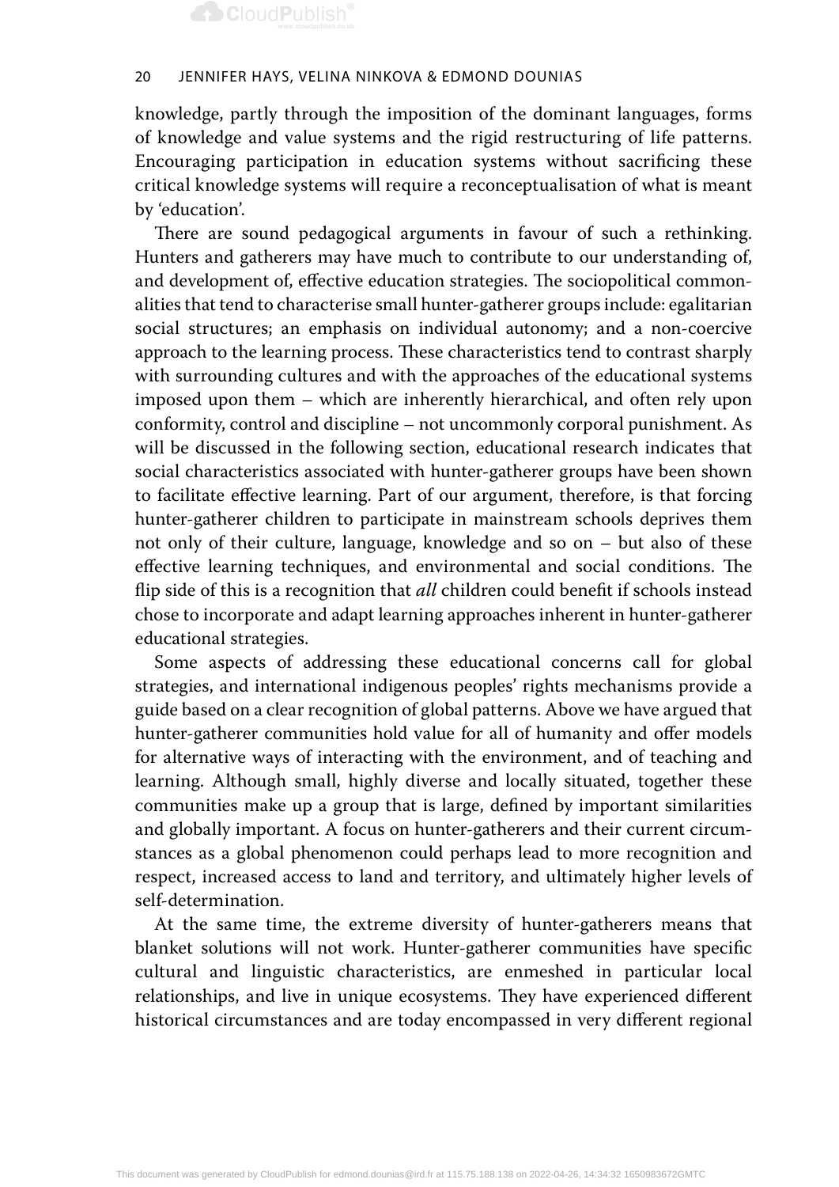knowledge, partly through the imposition of the dominant languages, forms of knowledge and value systems and the rigid restructuring of life patterns. Encouraging participation in education systems without sacrificing these critical knowledge systems will require a reconceptualisation of what is meant by 'education'.

There are sound pedagogical arguments in favour of such a rethinking. Hunters and gatherers may have much to contribute to our understanding of, and development of, effective education strategies. The sociopolitical commonalities that tend to characterise small hunter-gatherer groups include: egalitarian social structures; an emphasis on individual autonomy; and a non-coercive approach to the learning process. These characteristics tend to contrast sharply with surrounding cultures and with the approaches of the educational systems imposed upon them – which are inherently hierarchical, and often rely upon conformity, control and discipline – not uncommonly corporal punishment. As will be discussed in the following section, educational research indicates that social characteristics associated with hunter-gatherer groups have been shown to facilitate effective learning. Part of our argument, therefore, is that forcing hunter-gatherer children to participate in mainstream schools deprives them not only of their culture, language, knowledge and so on – but also of these effective learning techniques, and environmental and social conditions. The flip side of this is a recognition that *all* children could benefit if schools instead chose to incorporate and adapt learning approaches inherent in hunter-gatherer educational strategies.

Some aspects of addressing these educational concerns call for global strategies, and international indigenous peoples' rights mechanisms provide a guide based on a clear recognition of global patterns. Above we have argued that hunter-gatherer communities hold value for all of humanity and offer models for alternative ways of interacting with the environment, and of teaching and learning. Although small, highly diverse and locally situated, together these communities make up a group that is large, defined by important similarities and globally important. A focus on hunter-gatherers and their current circumstances as a global phenomenon could perhaps lead to more recognition and respect, increased access to land and territory, and ultimately higher levels of self-determination.

At the same time, the extreme diversity of hunter-gatherers means that blanket solutions will not work. Hunter-gatherer communities have specific cultural and linguistic characteristics, are enmeshed in particular local relationships, and live in unique ecosystems. They have experienced different historical circumstances and are today encompassed in very different regional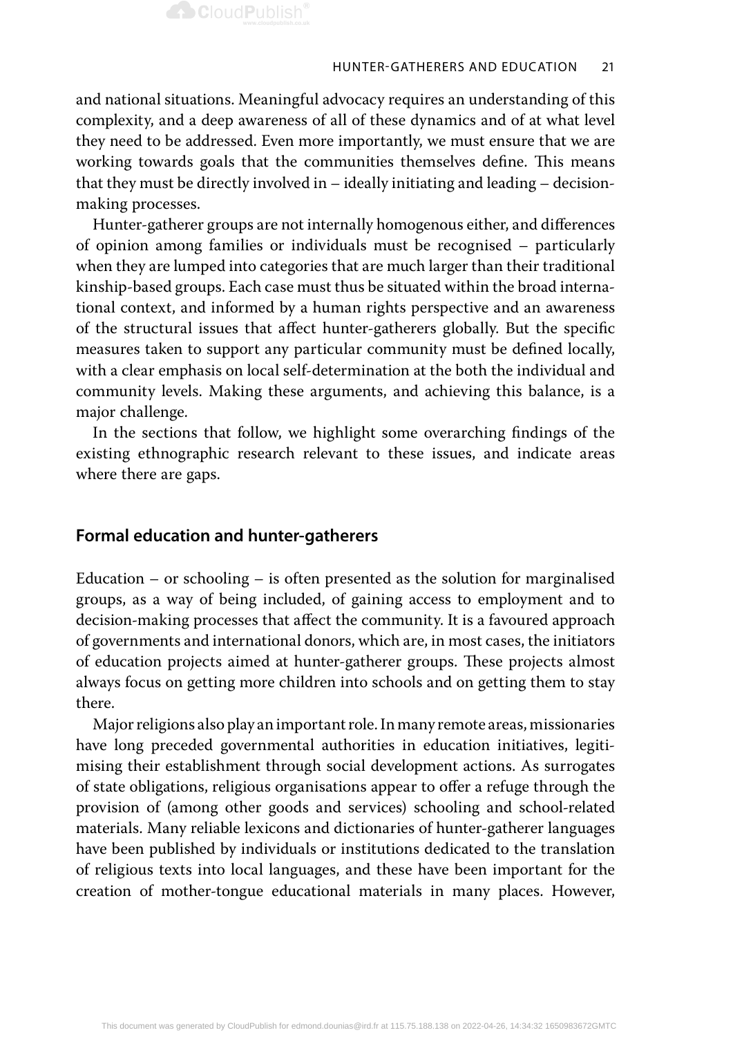and national situations. Meaningful advocacy requires an understanding of this complexity, and a deep awareness of all of these dynamics and of at what level they need to be addressed. Even more importantly, we must ensure that we are working towards goals that the communities themselves define. This means that they must be directly involved in – ideally initiating and leading – decision-making processes.

Hunter-gatherer groups are not internally homogenous either, and differences of opinion among families or individuals must be recognised – particularly when they are lumped into categories that are much larger than their traditional kinship-based groups. Each case must thus be situated within the broad international context, and informed by a human rights perspective and an awareness of the structural issues that affect hunter-gatherers globally. But the specific measures taken to support any particular community must be defined locally, with a clear emphasis on local self-determination at the both the individual and community levels. Making these arguments, and achieving this balance, is a major challenge.

In the sections that follow, we highlight some overarching findings of the existing ethnographic research relevant to these issues, and indicate areas where there are gaps.

## Formal education and hunter-gatherers

Education – or schooling – is often presented as the solution for marginalised groups, as a way of being included, of gaining access to employment and to decision-making processes that affect the community. It is a favoured approach of governments and international donors, which are, in most cases, the initiators of education projects aimed at hunter-gatherer groups. These projects almost always focus on getting more children into schools and on getting them to stay there.

Major religions also play an important role. In many remote areas, missionaries have long preceded governmental authorities in education initiatives, legitimising their establishment through social development actions. As surrogates of state obligations, religious organisations appear to offer a refuge through the provision of (among other goods and services) schooling and school-related materials. Many reliable lexicons and dictionaries of hunter-gatherer languages have been published by individuals or institutions dedicated to the translation of religious texts into local languages, and these have been important for the creation of mother-tongue educational materials in many places. However,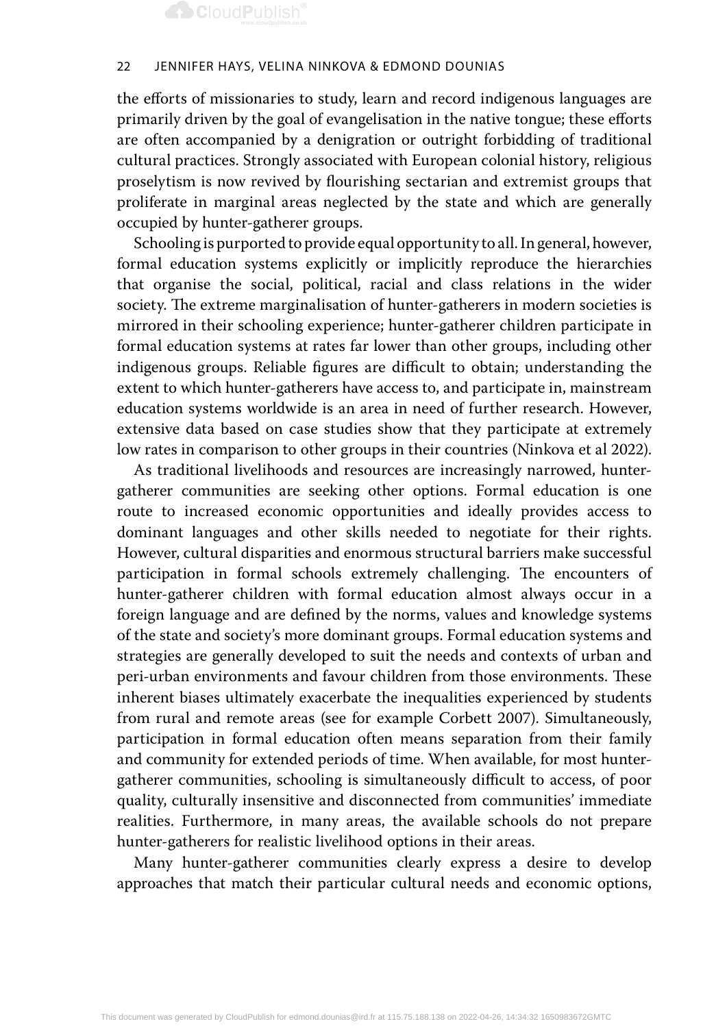the efforts of missionaries to study, learn and record indigenous languages are primarily driven by the goal of evangelisation in the native tongue; these efforts are often accompanied by a denigration or outright forbidding of traditional cultural practices. Strongly associated with European colonial history, religious proselytism is now revived by flourishing sectarian and extremist groups that proliferate in marginal areas neglected by the state and which are generally occupied by hunter-gatherer groups.

Schooling is purported to provide equal opportunity to all. In general, however, formal education systems explicitly or implicitly reproduce the hierarchies that organise the social, political, racial and class relations in the wider society. The extreme marginalisation of hunter-gatherers in modern societies is mirrored in their schooling experience; hunter-gatherer children participate in formal education systems at rates far lower than other groups, including other indigenous groups. Reliable figures are difficult to obtain; understanding the extent to which hunter-gatherers have access to, and participate in, mainstream education systems worldwide is an area in need of further research. However, extensive data based on case studies show that they participate at extremely low rates in comparison to other groups in their countries (Ninkova et al 2022).

As traditional livelihoods and resources are increasingly narrowed, hunter-gatherer communities are seeking other options. Formal education is one route to increased economic opportunities and ideally provides access to dominant languages and other skills needed to negotiate for their rights. However, cultural disparities and enormous structural barriers make successful participation in formal schools extremely challenging. The encounters of hunter-gatherer children with formal education almost always occur in a foreign language and are defined by the norms, values and knowledge systems of the state and society's more dominant groups. Formal education systems and strategies are generally developed to suit the needs and contexts of urban and peri-urban environments and favour children from those environments. These inherent biases ultimately exacerbate the inequalities experienced by students from rural and remote areas (see for example Corbett 2007). Simultaneously, participation in formal education often means separation from their family and community for extended periods of time. When available, for most hunter-gatherer communities, schooling is simultaneously difficult to access, of poor quality, culturally insensitive and disconnected from communities' immediate realities. Furthermore, in many areas, the available schools do not prepare hunter-gatherers for realistic livelihood options in their areas.

Many hunter-gatherer communities clearly express a desire to develop approaches that match their particular cultural needs and economic options,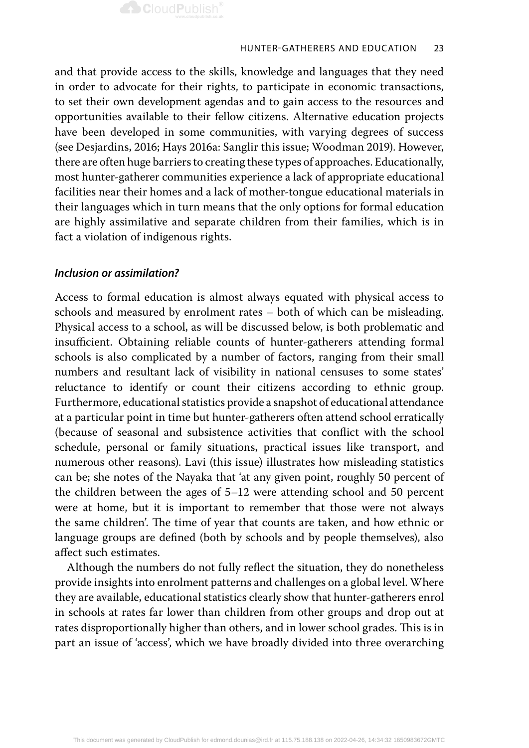and that provide access to the skills, knowledge and languages that they need in order to advocate for their rights, to participate in economic transactions, to set their own development agendas and to gain access to the resources and opportunities available to their fellow citizens. Alternative education projects have been developed in some communities, with varying degrees of success (see Desjardins, 2016; Hays 2016a: Sanglir this issue; Woodman 2019). However, there are often huge barriers to creating these types of approaches. Educationally, most hunter-gatherer communities experience a lack of appropriate educational facilities near their homes and a lack of mother-tongue educational materials in their languages which in turn means that the only options for formal education are highly assimilative and separate children from their families, which is in fact a violation of indigenous rights.

### *Inclusion or assimilation?*

Access to formal education is almost always equated with physical access to schools and measured by enrolment rates – both of which can be misleading. Physical access to a school, as will be discussed below, is both problematic and insufficient. Obtaining reliable counts of hunter-gatherers attending formal schools is also complicated by a number of factors, ranging from their small numbers and resultant lack of visibility in national censuses to some states' reluctance to identify or count their citizens according to ethnic group. Furthermore, educational statistics provide a snapshot of educational attendance at a particular point in time but hunter-gatherers often attend school erratically (because of seasonal and subsistence activities that conflict with the school schedule, personal or family situations, practical issues like transport, and numerous other reasons). Lavi (this issue) illustrates how misleading statistics can be; she notes of the Nayaka that 'at any given point, roughly 50 percent of the children between the ages of 5–12 were attending school and 50 percent were at home, but it is important to remember that those were not always the same children'. The time of year that counts are taken, and how ethnic or language groups are defined (both by schools and by people themselves), also affect such estimates.

Although the numbers do not fully reflect the situation, they do nonetheless provide insights into enrolment patterns and challenges on a global level. Where they are available, educational statistics clearly show that hunter-gatherers enrol in schools at rates far lower than children from other groups and drop out at rates disproportionally higher than others, and in lower school grades. This is in part an issue of 'access', which we have broadly divided into three overarching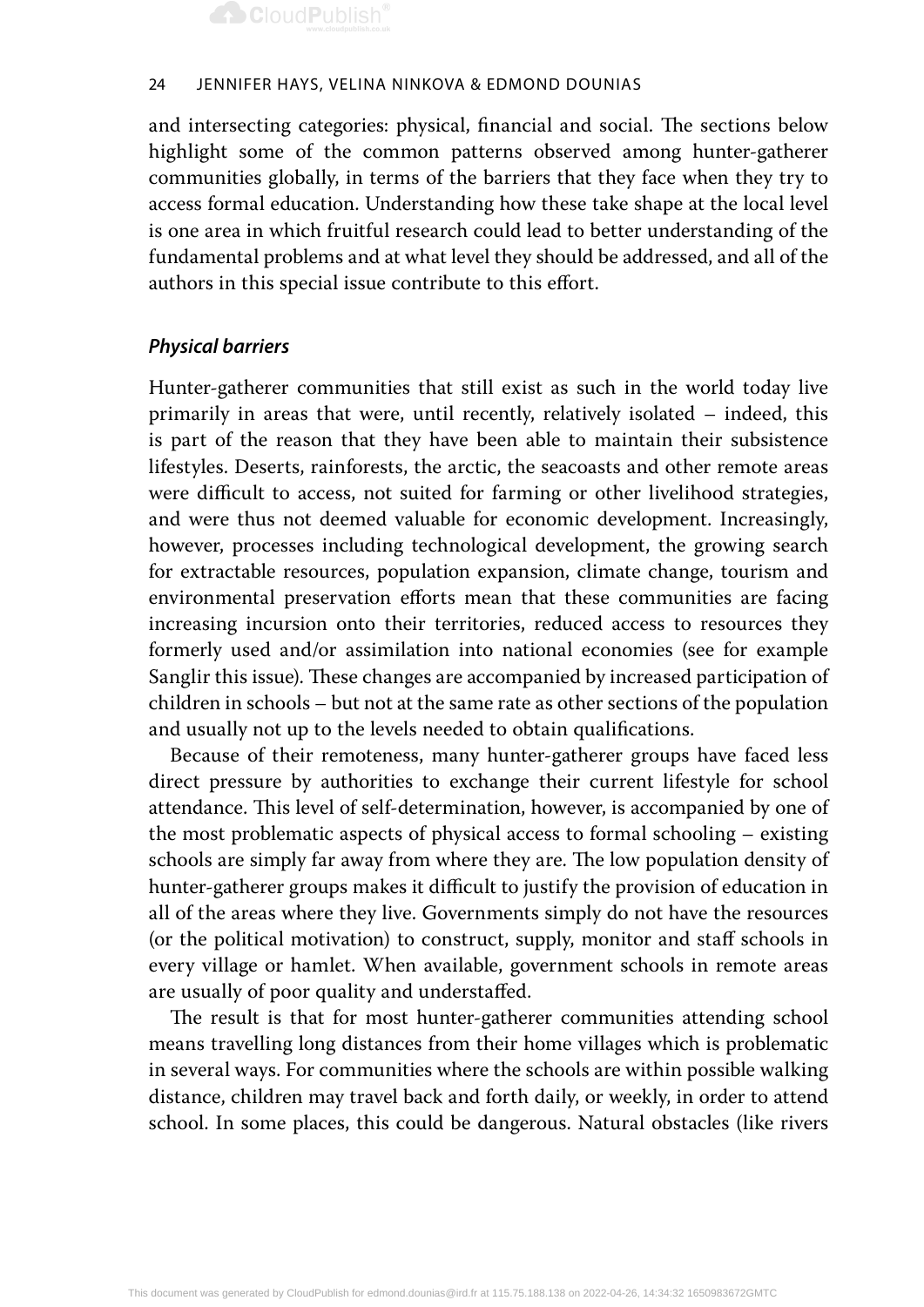and intersecting categories: physical, financial and social. The sections below highlight some of the common patterns observed among hunter-gatherer communities globally, in terms of the barriers that they face when they try to access formal education. Understanding how these take shape at the local level is one area in which fruitful research could lead to better understanding of the fundamental problems and at what level they should be addressed, and all of the authors in this special issue contribute to this effort.

### *Physical barriers*

Hunter-gatherer communities that still exist as such in the world today live primarily in areas that were, until recently, relatively isolated – indeed, this is part of the reason that they have been able to maintain their subsistence lifestyles. Deserts, rainforests, the arctic, the seacoasts and other remote areas were difficult to access, not suited for farming or other livelihood strategies, and were thus not deemed valuable for economic development. Increasingly, however, processes including technological development, the growing search for extractable resources, population expansion, climate change, tourism and environmental preservation efforts mean that these communities are facing increasing incursion onto their territories, reduced access to resources they formerly used and/or assimilation into national economies (see for example Sanglir this issue). These changes are accompanied by increased participation of children in schools – but not at the same rate as other sections of the population and usually not up to the levels needed to obtain qualifications.

Because of their remoteness, many hunter-gatherer groups have faced less direct pressure by authorities to exchange their current lifestyle for school attendance. This level of self-determination, however, is accompanied by one of the most problematic aspects of physical access to formal schooling – existing schools are simply far away from where they are. The low population density of hunter-gatherer groups makes it difficult to justify the provision of education in all of the areas where they live. Governments simply do not have the resources (or the political motivation) to construct, supply, monitor and staff schools in every village or hamlet. When available, government schools in remote areas are usually of poor quality and understaffed.

The result is that for most hunter-gatherer communities attending school means travelling long distances from their home villages which is problematic in several ways. For communities where the schools are within possible walking distance, children may travel back and forth daily, or weekly, in order to attend school. In some places, this could be dangerous. Natural obstacles (like rivers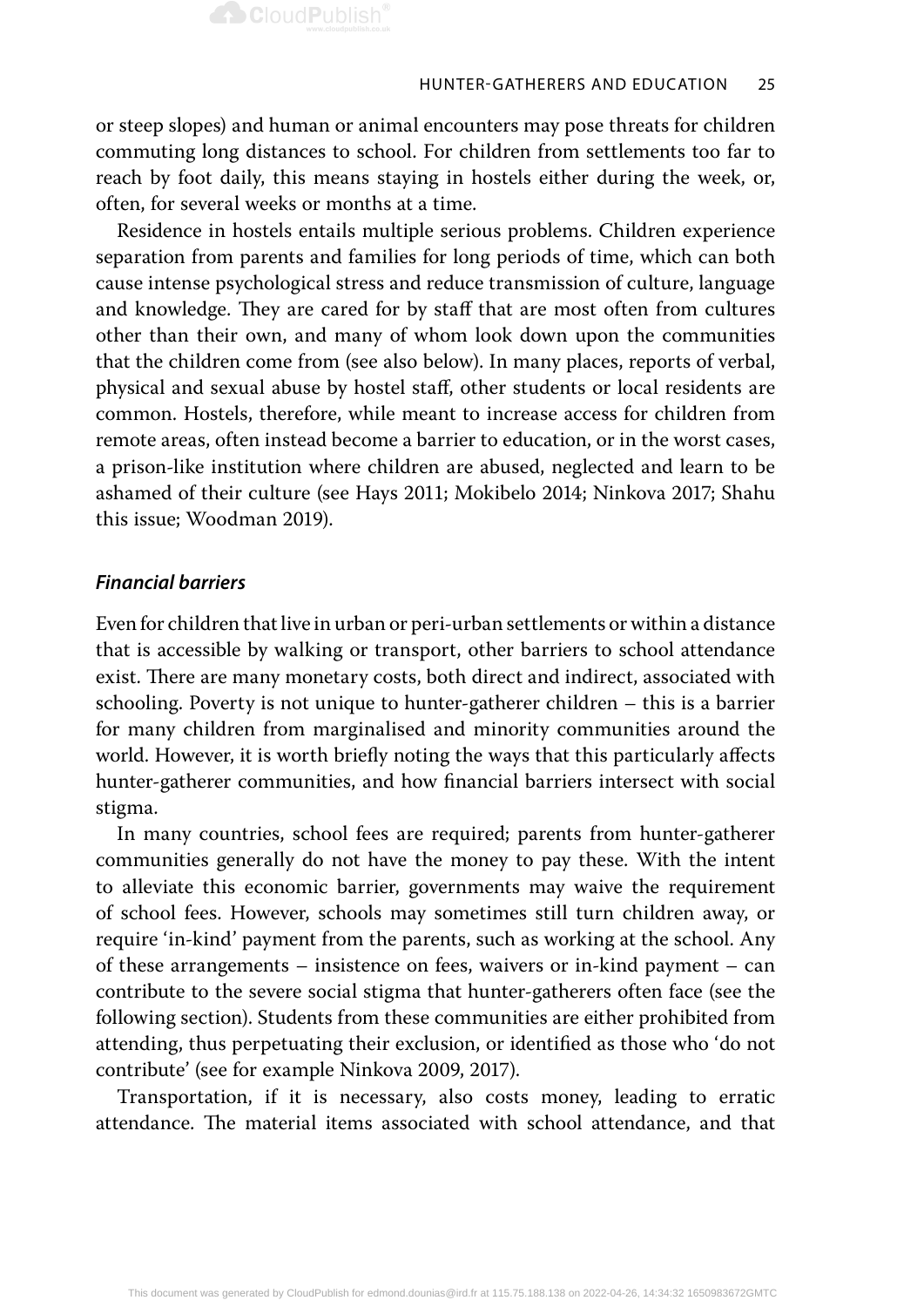or steep slopes) and human or animal encounters may pose threats for children commuting long distances to school. For children from settlements too far to reach by foot daily, this means staying in hostels either during the week, or, often, for several weeks or months at a time.

Residence in hostels entails multiple serious problems. Children experience separation from parents and families for long periods of time, which can both cause intense psychological stress and reduce transmission of culture, language and knowledge. They are cared for by staff that are most often from cultures other than their own, and many of whom look down upon the communities that the children come from (see also below). In many places, reports of verbal, physical and sexual abuse by hostel staff, other students or local residents are common. Hostels, therefore, while meant to increase access for children from remote areas, often instead become a barrier to education, or in the worst cases, a prison-like institution where children are abused, neglected and learn to be ashamed of their culture (see Hays 2011; Mokibelo 2014; Ninkova 2017; Shahu this issue; Woodman 2019).

### *Financial barriers*

Even for children that live in urban or peri-urban settlements or within a distance that is accessible by walking or transport, other barriers to school attendance exist. There are many monetary costs, both direct and indirect, associated with schooling. Poverty is not unique to hunter-gatherer children – this is a barrier for many children from marginalised and minority communities around the world. However, it is worth briefly noting the ways that this particularly affects hunter-gatherer communities, and how financial barriers intersect with social stigma.

In many countries, school fees are required; parents from hunter-gatherer communities generally do not have the money to pay these. With the intent to alleviate this economic barrier, governments may waive the requirement of school fees. However, schools may sometimes still turn children away, or require 'in-kind' payment from the parents, such as working at the school. Any of these arrangements – insistence on fees, waivers or in-kind payment – can contribute to the severe social stigma that hunter-gatherers often face (see the following section). Students from these communities are either prohibited from attending, thus perpetuating their exclusion, or identified as those who 'do not contribute' (see for example Ninkova 2009, 2017).

Transportation, if it is necessary, also costs money, leading to erratic attendance. The material items associated with school attendance, and that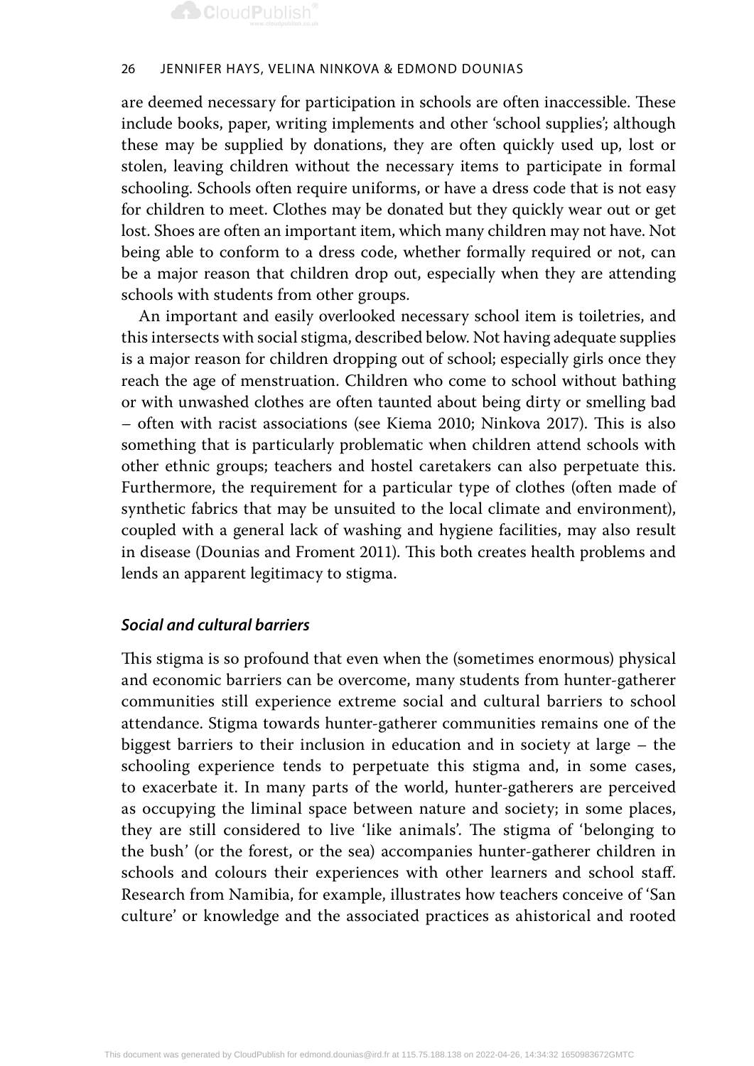are deemed necessary for participation in schools are often inaccessible. These include books, paper, writing implements and other 'school supplies'; although these may be supplied by donations, they are often quickly used up, lost or stolen, leaving children without the necessary items to participate in formal schooling. Schools often require uniforms, or have a dress code that is not easy for children to meet. Clothes may be donated but they quickly wear out or get lost. Shoes are often an important item, which many children may not have. Not being able to conform to a dress code, whether formally required or not, can be a major reason that children drop out, especially when they are attending schools with students from other groups.

An important and easily overlooked necessary school item is toiletries, and this intersects with social stigma, described below. Not having adequate supplies is a major reason for children dropping out of school; especially girls once they reach the age of menstruation. Children who come to school without bathing or with unwashed clothes are often taunted about being dirty or smelling bad – often with racist associations (see Kiema 2010; Ninkova 2017). This is also something that is particularly problematic when children attend schools with other ethnic groups; teachers and hostel caretakers can also perpetuate this. Furthermore, the requirement for a particular type of clothes (often made of synthetic fabrics that may be unsuited to the local climate and environment), coupled with a general lack of washing and hygiene facilities, may also result in disease (Dounias and Froment 2011). This both creates health problems and lends an apparent legitimacy to stigma.

### *Social and cultural barriers*

This stigma is so profound that even when the (sometimes enormous) physical and economic barriers can be overcome, many students from hunter-gatherer communities still experience extreme social and cultural barriers to school attendance. Stigma towards hunter-gatherer communities remains one of the biggest barriers to their inclusion in education and in society at large – the schooling experience tends to perpetuate this stigma and, in some cases, to exacerbate it. In many parts of the world, hunter-gatherers are perceived as occupying the liminal space between nature and society; in some places, they are still considered to live 'like animals'. The stigma of 'belonging to the bush' (or the forest, or the sea) accompanies hunter-gatherer children in schools and colours their experiences with other learners and school staff. Research from Namibia, for example, illustrates how teachers conceive of 'San culture' or knowledge and the associated practices as ahistorical and rooted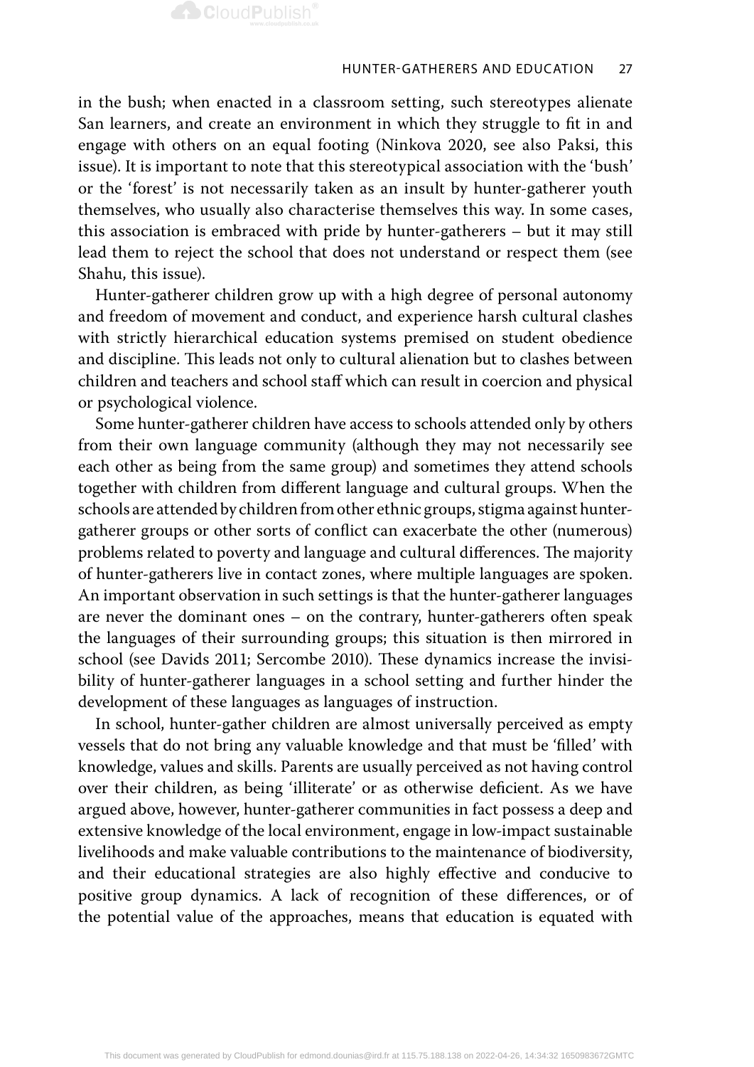in the bush; when enacted in a classroom setting, such stereotypes alienate San learners, and create an environment in which they struggle to fit in and engage with others on an equal footing (Ninkova 2020, see also Paksi, this issue). It is important to note that this stereotypical association with the 'bush' or the 'forest' is not necessarily taken as an insult by hunter-gatherer youth themselves, who usually also characterise themselves this way. In some cases, this association is embraced with pride by hunter-gatherers – but it may still lead them to reject the school that does not understand or respect them (see Shahu, this issue).

Hunter-gatherer children grow up with a high degree of personal autonomy and freedom of movement and conduct, and experience harsh cultural clashes with strictly hierarchical education systems premised on student obedience and discipline. This leads not only to cultural alienation but to clashes between children and teachers and school staff which can result in coercion and physical or psychological violence.

Some hunter-gatherer children have access to schools attended only by others from their own language community (although they may not necessarily see each other as being from the same group) and sometimes they attend schools together with children from different language and cultural groups. When the schools are attended by children from other ethnic groups, stigma against hunter-gatherer groups or other sorts of conflict can exacerbate the other (numerous) problems related to poverty and language and cultural differences. The majority of hunter-gatherers live in contact zones, where multiple languages are spoken. An important observation in such settings is that the hunter-gatherer languages are never the dominant ones – on the contrary, hunter-gatherers often speak the languages of their surrounding groups; this situation is then mirrored in school (see Davids 2011; Sercombe 2010). These dynamics increase the invisibility of hunter-gatherer languages in a school setting and further hinder the development of these languages as languages of instruction.

In school, hunter-gather children are almost universally perceived as empty vessels that do not bring any valuable knowledge and that must be 'filled' with knowledge, values and skills. Parents are usually perceived as not having control over their children, as being 'illiterate' or as otherwise deficient. As we have argued above, however, hunter-gatherer communities in fact possess a deep and extensive knowledge of the local environment, engage in low-impact sustainable livelihoods and make valuable contributions to the maintenance of biodiversity, and their educational strategies are also highly effective and conducive to positive group dynamics. A lack of recognition of these differences, or of the potential value of the approaches, means that education is equated with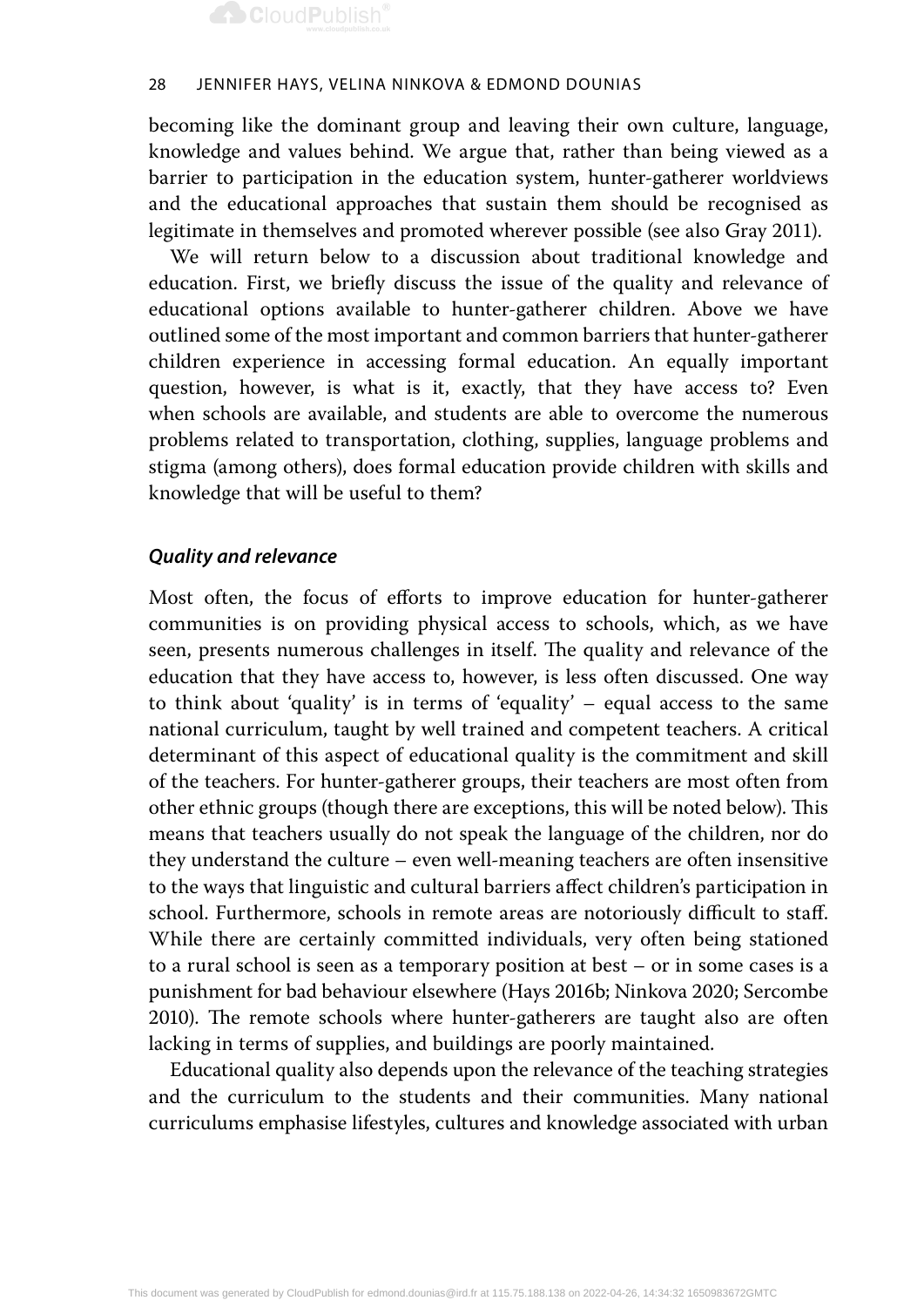becoming like the dominant group and leaving their own culture, language, knowledge and values behind. We argue that, rather than being viewed as a barrier to participation in the education system, hunter-gatherer worldviews and the educational approaches that sustain them should be recognised as legitimate in themselves and promoted wherever possible (see also Gray 2011).

We will return below to a discussion about traditional knowledge and education. First, we briefly discuss the issue of the quality and relevance of educational options available to hunter-gatherer children. Above we have outlined some of the most important and common barriers that hunter-gatherer children experience in accessing formal education. An equally important question, however, is what is it, exactly, that they have access to? Even when schools are available, and students are able to overcome the numerous problems related to transportation, clothing, supplies, language problems and stigma (among others), does formal education provide children with skills and knowledge that will be useful to them?

### *Quality and relevance*

Most often, the focus of efforts to improve education for hunter-gatherer communities is on providing physical access to schools, which, as we have seen, presents numerous challenges in itself. The quality and relevance of the education that they have access to, however, is less often discussed. One way to think about 'quality' is in terms of 'equality' – equal access to the same national curriculum, taught by well trained and competent teachers. A critical determinant of this aspect of educational quality is the commitment and skill of the teachers. For hunter-gatherer groups, their teachers are most often from other ethnic groups (though there are exceptions, this will be noted below). This means that teachers usually do not speak the language of the children, nor do they understand the culture – even well-meaning teachers are often insensitive to the ways that linguistic and cultural barriers affect children's participation in school. Furthermore, schools in remote areas are notoriously difficult to staff. While there are certainly committed individuals, very often being stationed to a rural school is seen as a temporary position at best – or in some cases is a punishment for bad behaviour elsewhere (Hays 2016b; Ninkova 2020; Sercombe 2010). The remote schools where hunter-gatherers are taught also are often lacking in terms of supplies, and buildings are poorly maintained.

Educational quality also depends upon the relevance of the teaching strategies and the curriculum to the students and their communities. Many national curriculums emphasise lifestyles, cultures and knowledge associated with urban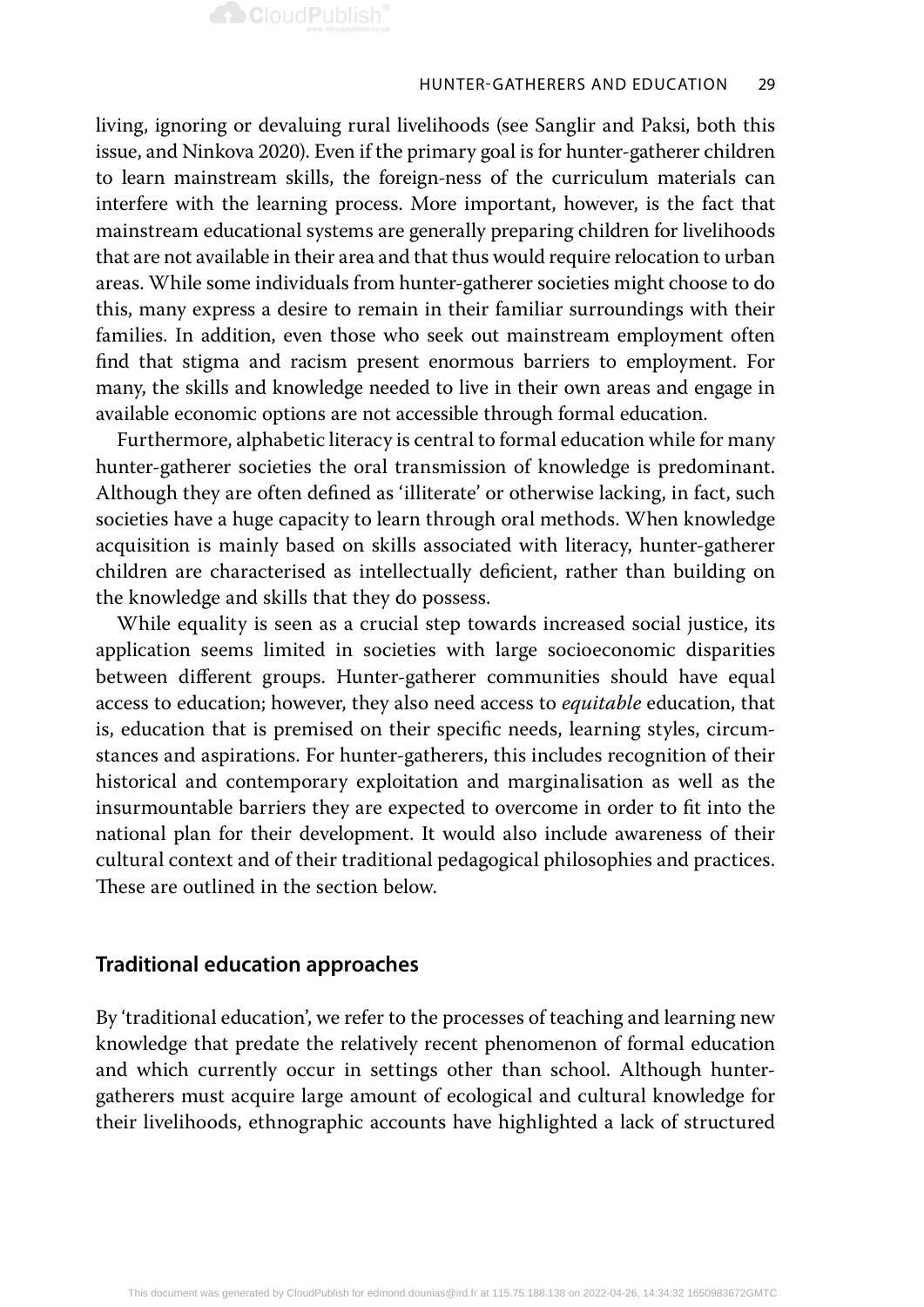living, ignoring or devaluing rural livelihoods (see Sanglir and Paksi, both this issue, and Ninkova 2020). Even if the primary goal is for hunter-gatherer children to learn mainstream skills, the foreign-ness of the curriculum materials can interfere with the learning process. More important, however, is the fact that mainstream educational systems are generally preparing children for livelihoods that are not available in their area and that thus would require relocation to urban areas. While some individuals from hunter-gatherer societies might choose to do this, many express a desire to remain in their familiar surroundings with their families. In addition, even those who seek out mainstream employment often find that stigma and racism present enormous barriers to employment. For many, the skills and knowledge needed to live in their own areas and engage in available economic options are not accessible through formal education.

Furthermore, alphabetic literacy is central to formal education while for many hunter-gatherer societies the oral transmission of knowledge is predominant. Although they are often defined as 'illiterate' or otherwise lacking, in fact, such societies have a huge capacity to learn through oral methods. When knowledge acquisition is mainly based on skills associated with literacy, hunter-gatherer children are characterised as intellectually deficient, rather than building on the knowledge and skills that they do possess.

While equality is seen as a crucial step towards increased social justice, its application seems limited in societies with large socioeconomic disparities between different groups. Hunter-gatherer communities should have equal access to education; however, they also need access to *equitable* education, that is, education that is premised on their specific needs, learning styles, circumstances and aspirations. For hunter-gatherers, this includes recognition of their historical and contemporary exploitation and marginalisation as well as the insurmountable barriers they are expected to overcome in order to fit into the national plan for their development. It would also include awareness of their cultural context and of their traditional pedagogical philosophies and practices. These are outlined in the section below.

## Traditional education approaches

By 'traditional education', we refer to the processes of teaching and learning new knowledge that predate the relatively recent phenomenon of formal education and which currently occur in settings other than school. Although hunter-gatherers must acquire large amount of ecological and cultural knowledge for their livelihoods, ethnographic accounts have highlighted a lack of structured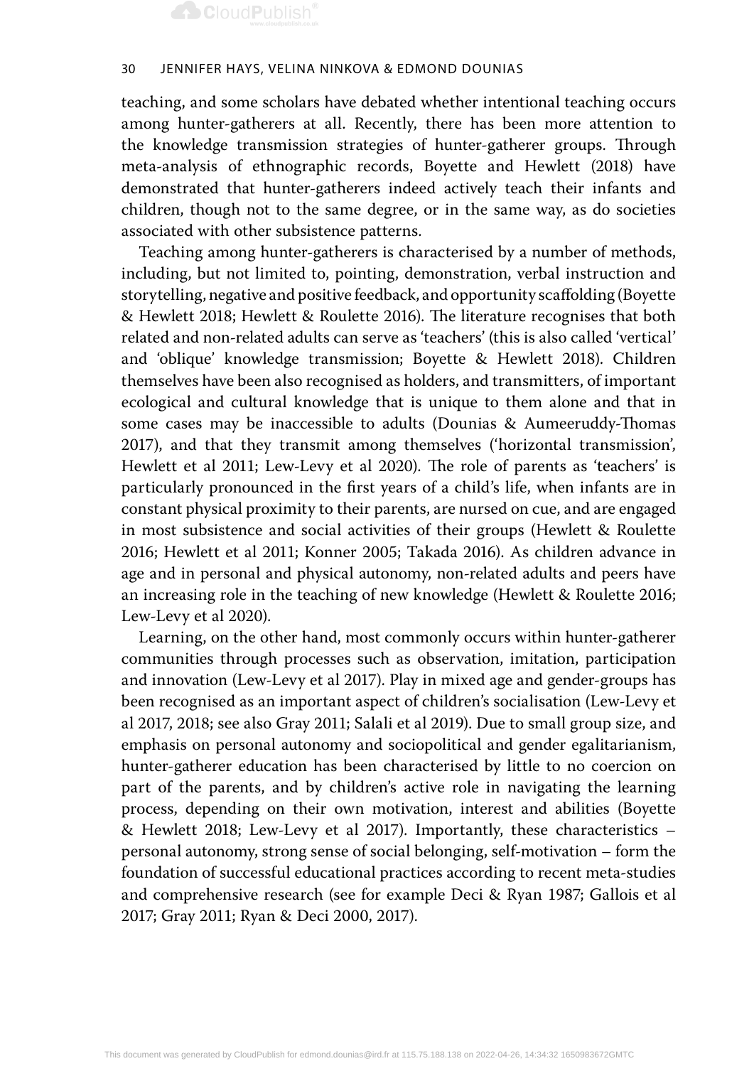teaching, and some scholars have debated whether intentional teaching occurs among hunter-gatherers at all. Recently, there has been more attention to the knowledge transmission strategies of hunter-gatherer groups. Through meta-analysis of ethnographic records, Boyette and Hewlett (2018) have demonstrated that hunter-gatherers indeed actively teach their infants and children, though not to the same degree, or in the same way, as do societies associated with other subsistence patterns.

Teaching among hunter-gatherers is characterised by a number of methods, including, but not limited to, pointing, demonstration, verbal instruction and storytelling, negative and positive feedback, and opportunity scaffolding (Boyette & Hewlett 2018; Hewlett & Roulette 2016). The literature recognises that both related and non-related adults can serve as 'teachers' (this is also called 'vertical' and 'oblique' knowledge transmission; Boyette & Hewlett 2018). Children themselves have been also recognised as holders, and transmitters, of important ecological and cultural knowledge that is unique to them alone and that in some cases may be inaccessible to adults (Dounias & Aumeeruddy-Thomas 2017), and that they transmit among themselves ('horizontal transmission', Hewlett et al 2011; Lew-Levy et al 2020). The role of parents as 'teachers' is particularly pronounced in the first years of a child's life, when infants are in constant physical proximity to their parents, are nursed on cue, and are engaged in most subsistence and social activities of their groups (Hewlett & Roulette 2016; Hewlett et al 2011; Konner 2005; Takada 2016). As children advance in age and in personal and physical autonomy, non-related adults and peers have an increasing role in the teaching of new knowledge (Hewlett & Roulette 2016; Lew-Levy et al 2020).

Learning, on the other hand, most commonly occurs within hunter-gatherer communities through processes such as observation, imitation, participation and innovation (Lew-Levy et al 2017). Play in mixed age and gender-groups has been recognised as an important aspect of children's socialisation (Lew-Levy et al 2017, 2018; see also Gray 2011; Salali et al 2019). Due to small group size, and emphasis on personal autonomy and sociopolitical and gender egalitarianism, hunter-gatherer education has been characterised by little to no coercion on part of the parents, and by children's active role in navigating the learning process, depending on their own motivation, interest and abilities (Boyette & Hewlett 2018; Lew-Levy et al 2017). Importantly, these characteristics – personal autonomy, strong sense of social belonging, self-motivation – form the foundation of successful educational practices according to recent meta-studies and comprehensive research (see for example Deci & Ryan 1987; Gallois et al 2017; Gray 2011; Ryan & Deci 2000, 2017).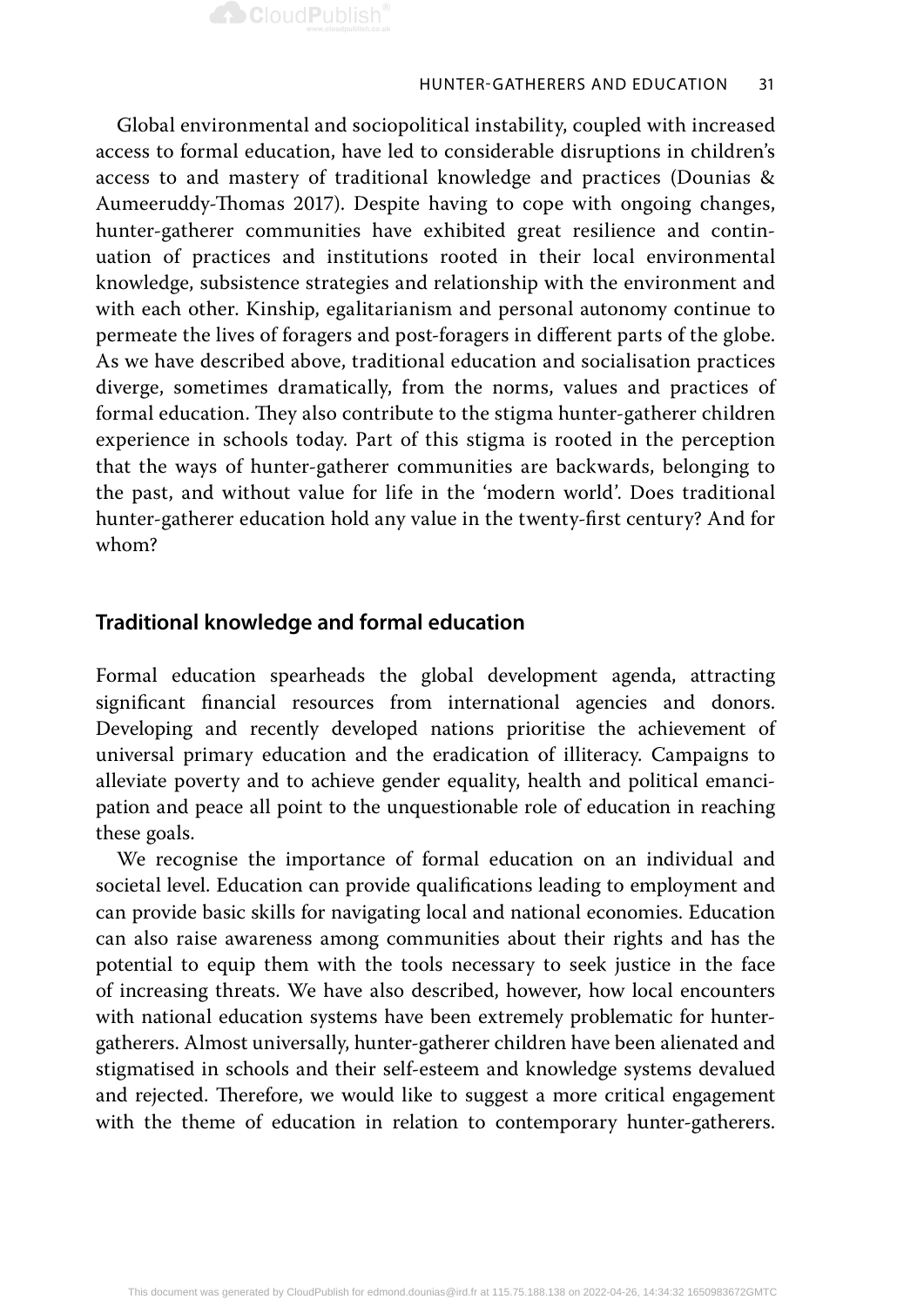Global environmental and sociopolitical instability, coupled with increased access to formal education, have led to considerable disruptions in children's access to and mastery of traditional knowledge and practices (Dounias & Aumeeruddy-Thomas 2017). Despite having to cope with ongoing changes, hunter-gatherer communities have exhibited great resilience and continuation of practices and institutions rooted in their local environmental knowledge, subsistence strategies and relationship with the environment and with each other. Kinship, egalitarianism and personal autonomy continue to permeate the lives of foragers and post-foragers in different parts of the globe. As we have described above, traditional education and socialisation practices diverge, sometimes dramatically, from the norms, values and practices of formal education. They also contribute to the stigma hunter-gatherer children experience in schools today. Part of this stigma is rooted in the perception that the ways of hunter-gatherer communities are backwards, belonging to the past, and without value for life in the 'modern world'. Does traditional hunter-gatherer education hold any value in the twenty-first century? And for whom?

## Traditional knowledge and formal education

Formal education spearheads the global development agenda, attracting significant financial resources from international agencies and donors. Developing and recently developed nations prioritise the achievement of universal primary education and the eradication of illiteracy. Campaigns to alleviate poverty and to achieve gender equality, health and political emancipation and peace all point to the unquestionable role of education in reaching these goals.

We recognise the importance of formal education on an individual and societal level. Education can provide qualifications leading to employment and can provide basic skills for navigating local and national economies. Education can also raise awareness among communities about their rights and has the potential to equip them with the tools necessary to seek justice in the face of increasing threats. We have also described, however, how local encounters with national education systems have been extremely problematic for hunter-gatherers. Almost universally, hunter-gatherer children have been alienated and stigmatised in schools and their self-esteem and knowledge systems devalued and rejected. Therefore, we would like to suggest a more critical engagement with the theme of education in relation to contemporary hunter-gatherers.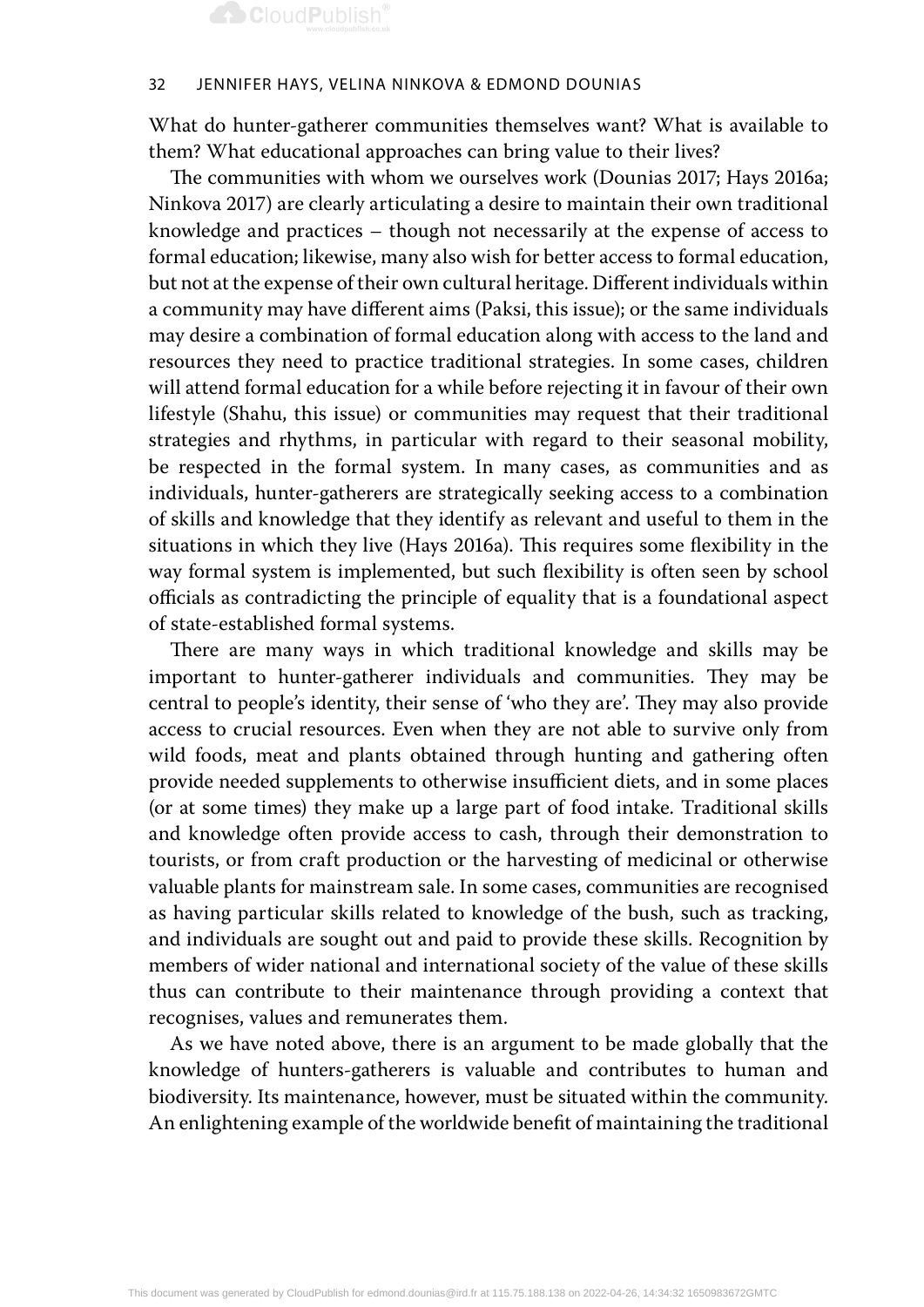What do hunter-gatherer communities themselves want? What is available to them? What educational approaches can bring value to their lives?

The communities with whom we ourselves work (Dounias 2017; Hays 2016a; Ninkova 2017) are clearly articulating a desire to maintain their own traditional knowledge and practices – though not necessarily at the expense of access to formal education; likewise, many also wish for better access to formal education, but not at the expense of their own cultural heritage. Different individuals within a community may have different aims (Paksi, this issue); or the same individuals may desire a combination of formal education along with access to the land and resources they need to practice traditional strategies. In some cases, children will attend formal education for a while before rejecting it in favour of their own lifestyle (Shahu, this issue) or communities may request that their traditional strategies and rhythms, in particular with regard to their seasonal mobility, be respected in the formal system. In many cases, as communities and as individuals, hunter-gatherers are strategically seeking access to a combination of skills and knowledge that they identify as relevant and useful to them in the situations in which they live (Hays 2016a). This requires some flexibility in the way formal system is implemented, but such flexibility is often seen by school officials as contradicting the principle of equality that is a foundational aspect of state-established formal systems.

There are many ways in which traditional knowledge and skills may be important to hunter-gatherer individuals and communities. They may be central to people's identity, their sense of 'who they are'. They may also provide access to crucial resources. Even when they are not able to survive only from wild foods, meat and plants obtained through hunting and gathering often provide needed supplements to otherwise insufficient diets, and in some places (or at some times) they make up a large part of food intake. Traditional skills and knowledge often provide access to cash, through their demonstration to tourists, or from craft production or the harvesting of medicinal or otherwise valuable plants for mainstream sale. In some cases, communities are recognised as having particular skills related to knowledge of the bush, such as tracking, and individuals are sought out and paid to provide these skills. Recognition by members of wider national and international society of the value of these skills thus can contribute to their maintenance through providing a context that recognises, values and remunerates them.

As we have noted above, there is an argument to be made globally that the knowledge of hunters-gatherers is valuable and contributes to human and biodiversity. Its maintenance, however, must be situated within the community. An enlightening example of the worldwide benefit of maintaining the traditional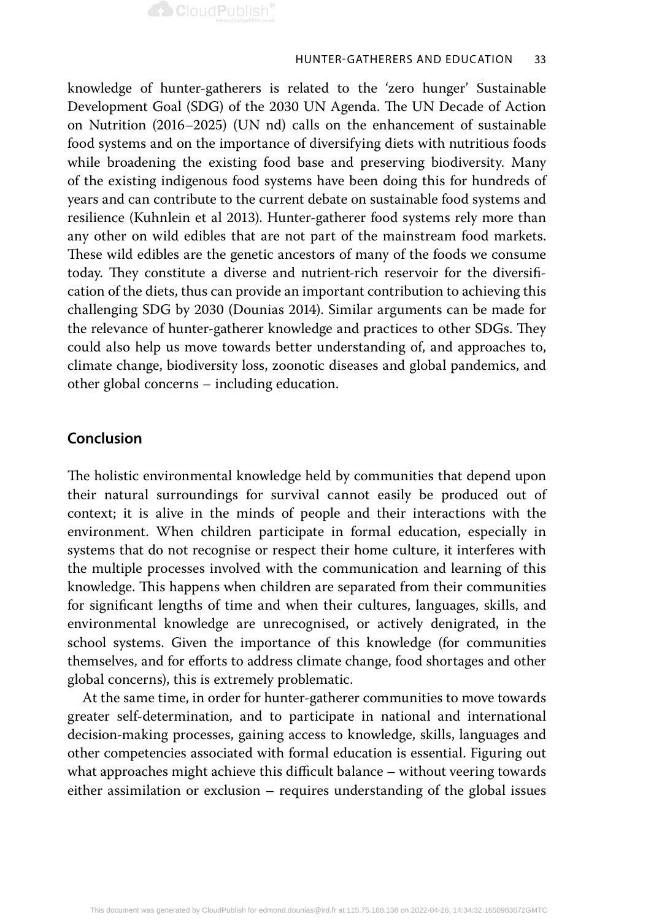knowledge of hunter-gatherers is related to the 'zero hunger' Sustainable Development Goal (SDG) of the 2030 UN Agenda. The UN Decade of Action on Nutrition (2016–2025) (UN nd) calls on the enhancement of sustainable food systems and on the importance of diversifying diets with nutritious foods while broadening the existing food base and preserving biodiversity. Many of the existing indigenous food systems have been doing this for hundreds of years and can contribute to the current debate on sustainable food systems and resilience (Kuhnlein et al 2013). Hunter-gatherer food systems rely more than any other on wild edibles that are not part of the mainstream food markets. These wild edibles are the genetic ancestors of many of the foods we consume today. They constitute a diverse and nutrient-rich reservoir for the diversification of the diets, thus can provide an important contribution to achieving this challenging SDG by 2030 (Dounias 2014). Similar arguments can be made for the relevance of hunter-gatherer knowledge and practices to other SDGs. They could also help us move towards better understanding of, and approaches to, climate change, biodiversity loss, zoonotic diseases and global pandemics, and other global concerns – including education.

## Conclusion

The holistic environmental knowledge held by communities that depend upon their natural surroundings for survival cannot easily be produced out of context; it is alive in the minds of people and their interactions with the environment. When children participate in formal education, especially in systems that do not recognise or respect their home culture, it interferes with the multiple processes involved with the communication and learning of this knowledge. This happens when children are separated from their communities for significant lengths of time and when their cultures, languages, skills, and environmental knowledge are unrecognised, or actively denigrated, in the school systems. Given the importance of this knowledge (for communities themselves, and for efforts to address climate change, food shortages and other global concerns), this is extremely problematic.

At the same time, in order for hunter-gatherer communities to move towards greater self-determination, and to participate in national and international decision-making processes, gaining access to knowledge, skills, languages and other competencies associated with formal education is essential. Figuring out what approaches might achieve this difficult balance – without veering towards either assimilation or exclusion – requires understanding of the global issues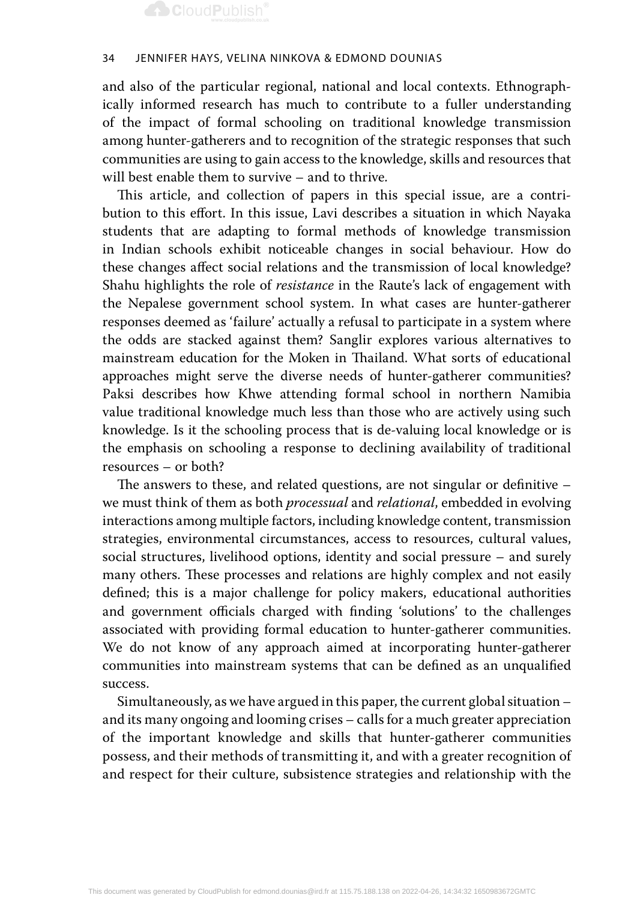and also of the particular regional, national and local contexts. Ethnographically informed research has much to contribute to a fuller understanding of the impact of formal schooling on traditional knowledge transmission among hunter-gatherers and to recognition of the strategic responses that such communities are using to gain access to the knowledge, skills and resources that will best enable them to survive – and to thrive.

This article, and collection of papers in this special issue, are a contribution to this effort. In this issue, Lavi describes a situation in which Nayaka students that are adapting to formal methods of knowledge transmission in Indian schools exhibit noticeable changes in social behaviour. How do these changes affect social relations and the transmission of local knowledge? Shahu highlights the role of *resistance* in the Raute's lack of engagement with the Nepalese government school system. In what cases are hunter-gatherer responses deemed as 'failure' actually a refusal to participate in a system where the odds are stacked against them? Sanglir explores various alternatives to mainstream education for the Moken in Thailand. What sorts of educational approaches might serve the diverse needs of hunter-gatherer communities? Paksi describes how Khwe attending formal school in northern Namibia value traditional knowledge much less than those who are actively using such knowledge. Is it the schooling process that is de-valuing local knowledge or is the emphasis on schooling a response to declining availability of traditional resources – or both?

The answers to these, and related questions, are not singular or definitive – we must think of them as both *processual* and *relational*, embedded in evolving interactions among multiple factors, including knowledge content, transmission strategies, environmental circumstances, access to resources, cultural values, social structures, livelihood options, identity and social pressure – and surely many others. These processes and relations are highly complex and not easily defined; this is a major challenge for policy makers, educational authorities and government officials charged with finding 'solutions' to the challenges associated with providing formal education to hunter-gatherer communities. We do not know of any approach aimed at incorporating hunter-gatherer communities into mainstream systems that can be defined as an unqualified success.

Simultaneously, as we have argued in this paper, the current global situation – and its many ongoing and looming crises – calls for a much greater appreciation of the important knowledge and skills that hunter-gatherer communities possess, and their methods of transmitting it, and with a greater recognition of and respect for their culture, subsistence strategies and relationship with the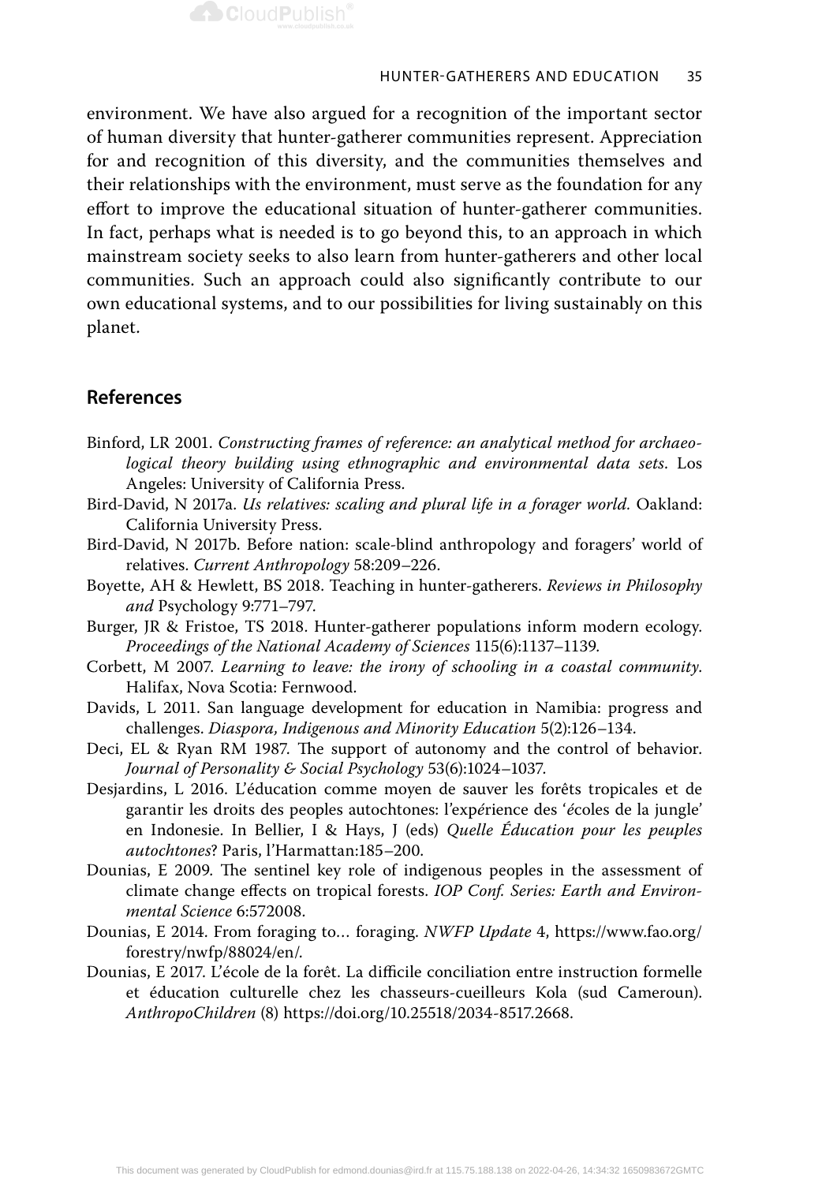environment. We have also argued for a recognition of the important sector of human diversity that hunter-gatherer communities represent. Appreciation for and recognition of this diversity, and the communities themselves and their relationships with the environment, must serve as the foundation for any effort to improve the educational situation of hunter-gatherer communities. In fact, perhaps what is needed is to go beyond this, to an approach in which mainstream society seeks to also learn from hunter-gatherers and other local communities. Such an approach could also significantly contribute to our own educational systems, and to our possibilities for living sustainably on this planet.

## References

Binford, LR 2001. *Constructing frames of reference: an analytical method for archaeological theory building using ethnographic and environmental data sets*. Los Angeles: University of California Press.

Bird-David, N 2017a. *Us relatives: scaling and plural life in a forager world*. Oakland: California University Press.

Bird-David, N 2017b. Before nation: scale-blind anthropology and foragers' world of relatives. *Current Anthropology* 58:209–226.

Boyette, AH & Hewlett, BS 2018. Teaching in hunter-gatherers. *Reviews in Philosophy and* Psychology 9:771–797.

Burger, JR & Fristoe, TS 2018. Hunter-gatherer populations inform modern ecology. *Proceedings of the National Academy of Sciences* 115(6):1137–1139.

Corbett, M 2007. *Learning to leave: the irony of schooling in a coastal community*. Halifax, Nova Scotia: Fernwood.

Davids, L 2011. San language development for education in Namibia: progress and challenges. *Diaspora, Indigenous and Minority Education* 5(2):126–134.

Deci, EL & Ryan RM 1987. The support of autonomy and the control of behavior. *Journal of Personality & Social Psychology* 53(6):1024–1037.

Desjardins, L 2016. L'éducation comme moyen de sauver les forêts tropicales et de garantir les droits des peoples autochtones: l'expérience des 'écoles de la jungle' en Indonesie. In Bellier, I & Hays, J (eds) *Quelle Éducation pour les peuples autochtones*? Paris, l'Harmattan:185–200.

Dounias, E 2009. The sentinel key role of indigenous peoples in the assessment of climate change effects on tropical forests. *IOP Conf. Series: Earth and Environmental Science* 6:572008.

Dounias, E 2014. From foraging to… foraging. *NWFP Update* 4, https://www.fao.org/forestry/nwfp/88024/en/.

Dounias, E 2017. L'école de la forêt. La difficile conciliation entre instruction formelle et éducation culturelle chez les chasseurs-cueilleurs Kola (sud Cameroun). *AnthropoChildren* (8) https://doi.org/10.25518/2034-8517.2668.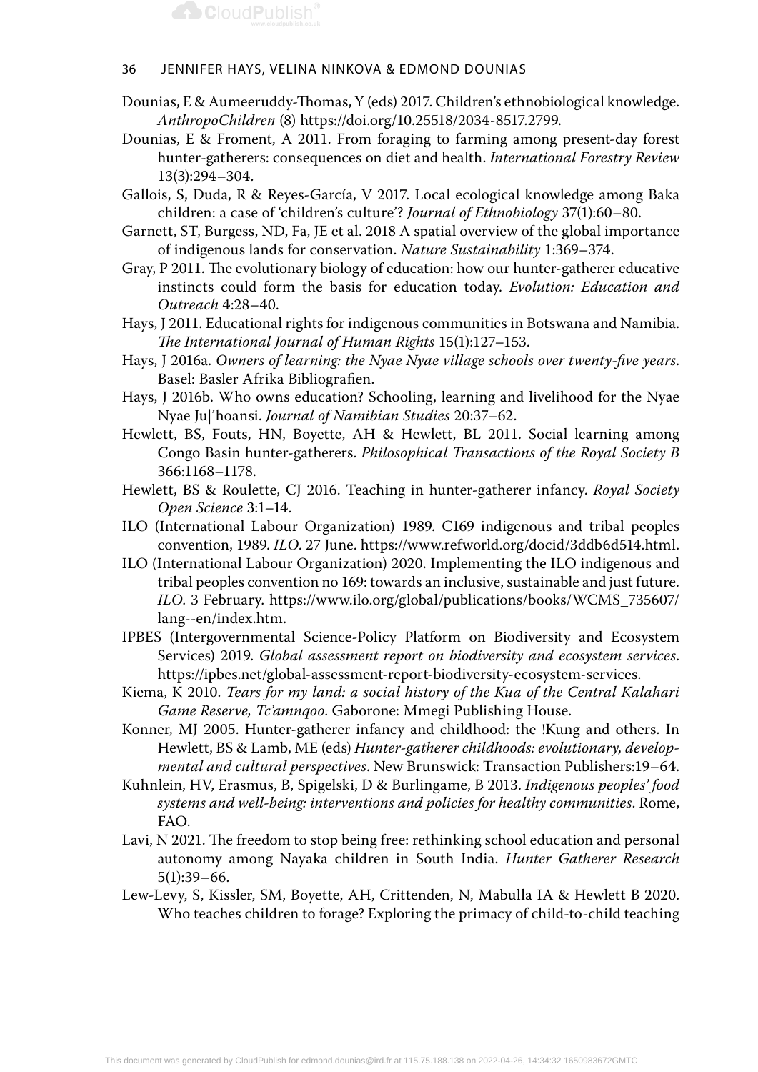Dounias, E & Aumeeruddy-Thomas, Y (eds) 2017. Children's ethnobiological knowledge. *AnthropoChildren* (8) https://doi.org/10.25518/2034-8517.2799.

Dounias, E & Froment, A 2011. From foraging to farming among present-day forest hunter-gatherers: consequences on diet and health. *International Forestry Review* 13(3):294–304.

Gallois, S, Duda, R & Reyes-García, V 2017. Local ecological knowledge among Baka children: a case of 'children's culture'? *Journal of Ethnobiology* 37(1):60–80.

Garnett, ST, Burgess, ND, Fa, JE et al. 2018 A spatial overview of the global importance of indigenous lands for conservation. *Nature Sustainability* 1:369–374.

Gray, P 2011. The evolutionary biology of education: how our hunter-gatherer educative instincts could form the basis for education today. *Evolution: Education and Outreach* 4:28–40.

Hays, J 2011. Educational rights for indigenous communities in Botswana and Namibia. *The International Journal of Human Rights* 15(1):127–153.

Hays, J 2016a. *Owners of learning: the Nyae Nyae village schools over twenty-five years*. Basel: Basler Afrika Bibliografien.

Hays, J 2016b. Who owns education? Schooling, learning and livelihood for the Nyae Nyae Ju|'hoansi. *Journal of Namibian Studies* 20:37–62.

Hewlett, BS, Fouts, HN, Boyette, AH & Hewlett, BL 2011. Social learning among Congo Basin hunter-gatherers. *Philosophical Transactions of the Royal Society B* 366:1168–1178.

Hewlett, BS & Roulette, CJ 2016. Teaching in hunter-gatherer infancy. *Royal Society Open Science* 3:1–14.

ILO (International Labour Organization) 1989. C169 indigenous and tribal peoples convention, 1989. *ILO*. 27 June. https://www.refworld.org/docid/3ddb6d514.html.

ILO (International Labour Organization) 2020. Implementing the ILO indigenous and tribal peoples convention no 169: towards an inclusive, sustainable and just future. *ILO*. 3 February. https://www.ilo.org/global/publications/books/WCMS_735607/lang--en/index.htm.

IPBES (Intergovernmental Science-Policy Platform on Biodiversity and Ecosystem Services) 2019. *Global assessment report on biodiversity and ecosystem services*. https://ipbes.net/global-assessment-report-biodiversity-ecosystem-services.

Kiema, K 2010. *Tears for my land: a social history of the Kua of the Central Kalahari Game Reserve, Tc'amnqoo*. Gaborone: Mmegi Publishing House.

Konner, MJ 2005. Hunter-gatherer infancy and childhood: the !Kung and others. In Hewlett, BS & Lamb, ME (eds) *Hunter-gatherer childhoods: evolutionary, developmental and cultural perspectives*. New Brunswick: Transaction Publishers:19–64.

Kuhnlein, HV, Erasmus, B, Spigelski, D & Burlingame, B 2013. *Indigenous peoples' food systems and well-being: interventions and policies for healthy communities*. Rome, FAO.

Lavi, N 2021. The freedom to stop being free: rethinking school education and personal autonomy among Nayaka children in South India. *Hunter Gatherer Research* 5(1):39–66.

Lew-Levy, S, Kissler, SM, Boyette, AH, Crittenden, N, Mabulla IA & Hewlett B 2020. Who teaches children to forage? Exploring the primacy of child-to-child teaching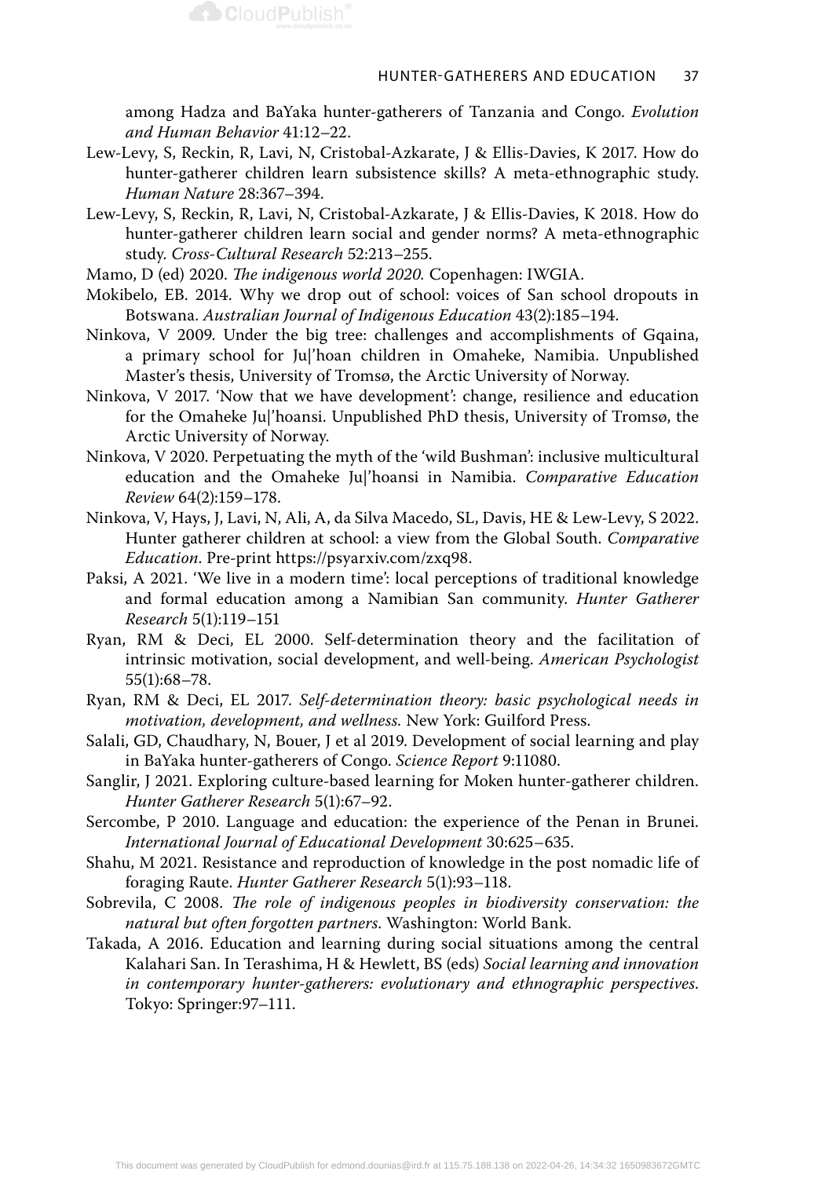among Hadza and BaYaka hunter-gatherers of Tanzania and Congo. *Evolution and Human Behavior* 41:12–22.

Lew-Levy, S, Reckin, R, Lavi, N, Cristobal-Azkarate, J & Ellis-Davies, K 2017. How do hunter-gatherer children learn subsistence skills? A meta-ethnographic study. *Human Nature* 28:367–394.

Lew-Levy, S, Reckin, R, Lavi, N, Cristobal-Azkarate, J & Ellis-Davies, K 2018. How do hunter-gatherer children learn social and gender norms? A meta-ethnographic study. *Cross-Cultural Research* 52:213–255.

Mamo, D (ed) 2020. *The indigenous world 2020.* Copenhagen: IWGIA.

Mokibelo, EB. 2014. Why we drop out of school: voices of San school dropouts in Botswana. *Australian Journal of Indigenous Education* 43(2):185–194.

Ninkova, V 2009. Under the big tree: challenges and accomplishments of Gqaina, a primary school for Ju|'hoan children in Omaheke, Namibia. Unpublished Master's thesis, University of Tromsø, the Arctic University of Norway.

Ninkova, V 2017. 'Now that we have development': change, resilience and education for the Omaheke Ju|'hoansi. Unpublished PhD thesis, University of Tromsø, the Arctic University of Norway.

Ninkova, V 2020. Perpetuating the myth of the 'wild Bushman': inclusive multicultural education and the Omaheke Ju|'hoansi in Namibia. *Comparative Education Review* 64(2):159–178.

Ninkova, V, Hays, J, Lavi, N, Ali, A, da Silva Macedo, SL, Davis, HE & Lew-Levy, S 2022. Hunter gatherer children at school: a view from the Global South. *Comparative Education*. Pre-print https://psyarxiv.com/zxq98.

Paksi, A 2021. 'We live in a modern time': local perceptions of traditional knowledge and formal education among a Namibian San community. *Hunter Gatherer Research* 5(1):119–151

Ryan, RM & Deci, EL 2000. Self-determination theory and the facilitation of intrinsic motivation, social development, and well-being. *American Psychologist* 55(1):68–78.

Ryan, RM & Deci, EL 2017. *Self-determination theory: basic psychological needs in motivation, development, and wellness.* New York: Guilford Press.

Salali, GD, Chaudhary, N, Bouer, J et al 2019. Development of social learning and play in BaYaka hunter-gatherers of Congo. *Science Report* 9:11080.

Sanglir, J 2021. Exploring culture-based learning for Moken hunter-gatherer children. *Hunter Gatherer Research* 5(1):67–92.

Sercombe, P 2010. Language and education: the experience of the Penan in Brunei. *International Journal of Educational Development* 30:625–635.

Shahu, M 2021. Resistance and reproduction of knowledge in the post nomadic life of foraging Raute. *Hunter Gatherer Research* 5(1):93–118.

Sobrevila, C 2008. *The role of indigenous peoples in biodiversity conservation: the natural but often forgotten partners.* Washington: World Bank.

Takada, A 2016. Education and learning during social situations among the central Kalahari San. In Terashima, H & Hewlett, BS (eds) *Social learning and innovation in contemporary hunter-gatherers: evolutionary and ethnographic perspectives*. Tokyo: Springer:97–111.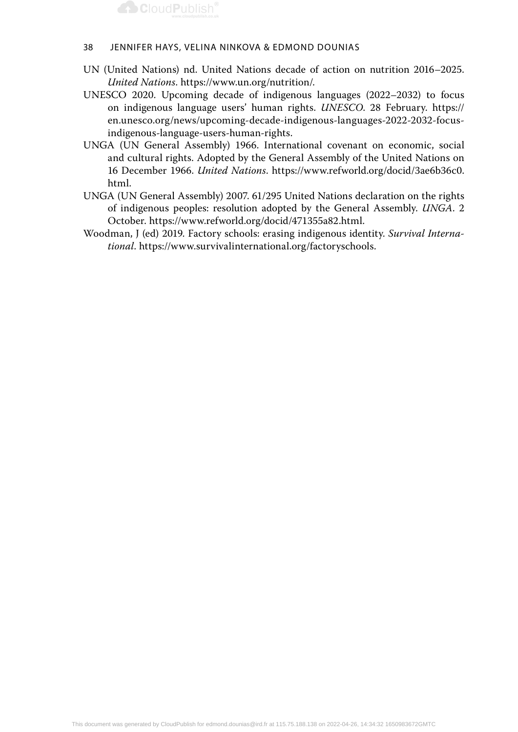UN (United Nations) nd. United Nations decade of action on nutrition 2016–2025. *United Nations*. https://www.un.org/nutrition/.

UNESCO 2020. Upcoming decade of indigenous languages (2022–2032) to focus on indigenous language users' human rights. *UNESCO*. 28 February. https://en.unesco.org/news/upcoming-decade-indigenous-languages-2022-2032-focus-indigenous-language-users-human-rights.

UNGA (UN General Assembly) 1966. International covenant on economic, social and cultural rights. Adopted by the General Assembly of the United Nations on 16 December 1966. *United Nations*. https://www.refworld.org/docid/3ae6b36c0.html.

UNGA (UN General Assembly) 2007. 61/295 United Nations declaration on the rights of indigenous peoples: resolution adopted by the General Assembly. *UNGA*. 2 October. https://www.refworld.org/docid/471355a82.html.

Woodman, J (ed) 2019. Factory schools: erasing indigenous identity. *Survival International*. https://www.survivalinternational.org/factoryschools.